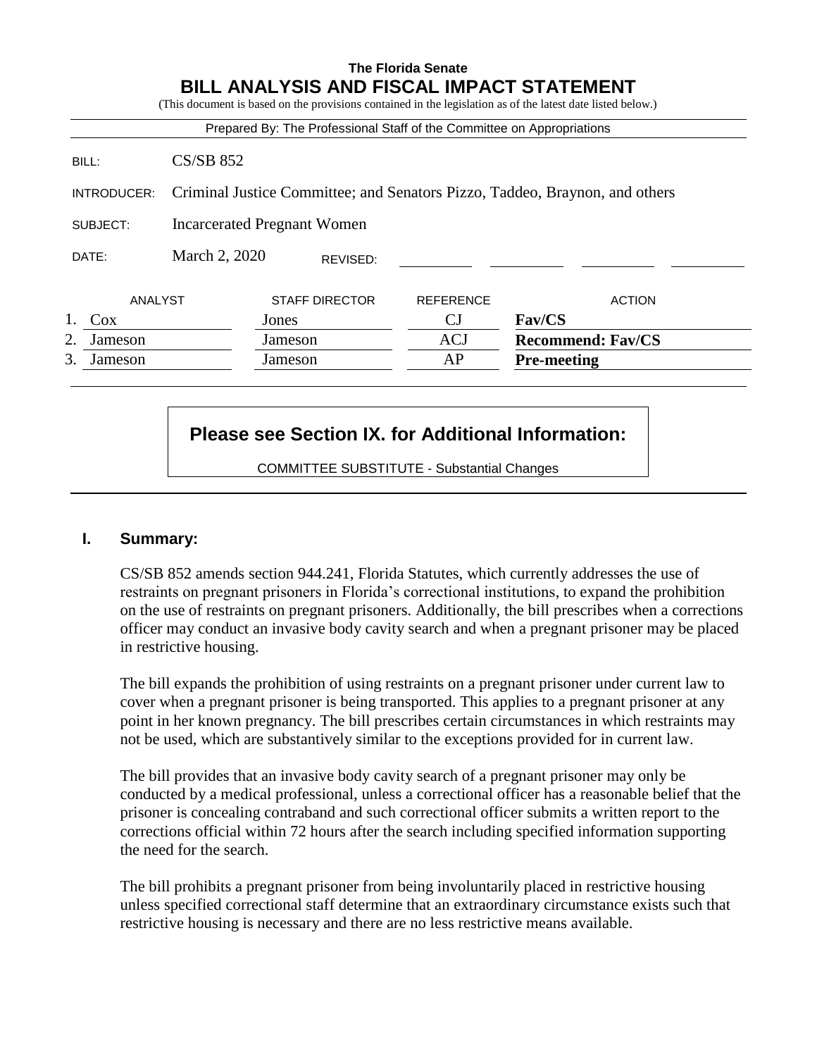**The Florida Senate**

# BILL ANALYSIS AND FISCAL IMPACT STATEMENT

(This document is based on the provisions contained in the legislation as of the latest date listed below.)

Prepared By: The Professional Staff of the Committee on Appropriations

| | |
|---|---|
| BILL: | CS/SB 852 |
| INTRODUCER: | Criminal Justice Committee; and Senators Pizzo, Taddeo, Braynon, and others |
| SUBJECT: | Incarcerated Pregnant Women |
| DATE: | March 2, 2020 REVISED: |

| | ANALYST | STAFF DIRECTOR | REFERENCE | ACTION |
|---|---|---|---|---|
| 1. | Cox | Jones | CJ | **Fav/CS** |
| 2. | Jameson | Jameson | ACJ | **Recommend: Fav/CS** |
| 3. | Jameson | Jameson | AP | **Pre-meeting** |

**Please see Section IX. for Additional Information:**

COMMITTEE SUBSTITUTE - Substantial Changes

## I. Summary:

CS/SB 852 amends section 944.241, Florida Statutes, which currently addresses the use of restraints on pregnant prisoners in Florida's correctional institutions, to expand the prohibition on the use of restraints on pregnant prisoners. Additionally, the bill prescribes when a corrections officer may conduct an invasive body cavity search and when a pregnant prisoner may be placed in restrictive housing.

The bill expands the prohibition of using restraints on a pregnant prisoner under current law to cover when a pregnant prisoner is being transported. This applies to a pregnant prisoner at any point in her known pregnancy. The bill prescribes certain circumstances in which restraints may not be used, which are substantively similar to the exceptions provided for in current law.

The bill provides that an invasive body cavity search of a pregnant prisoner may only be conducted by a medical professional, unless a correctional officer has a reasonable belief that the prisoner is concealing contraband and such correctional officer submits a written report to the corrections official within 72 hours after the search including specified information supporting the need for the search.

The bill prohibits a pregnant prisoner from being involuntarily placed in restrictive housing unless specified correctional staff determine that an extraordinary circumstance exists such that restrictive housing is necessary and there are no less restrictive means available.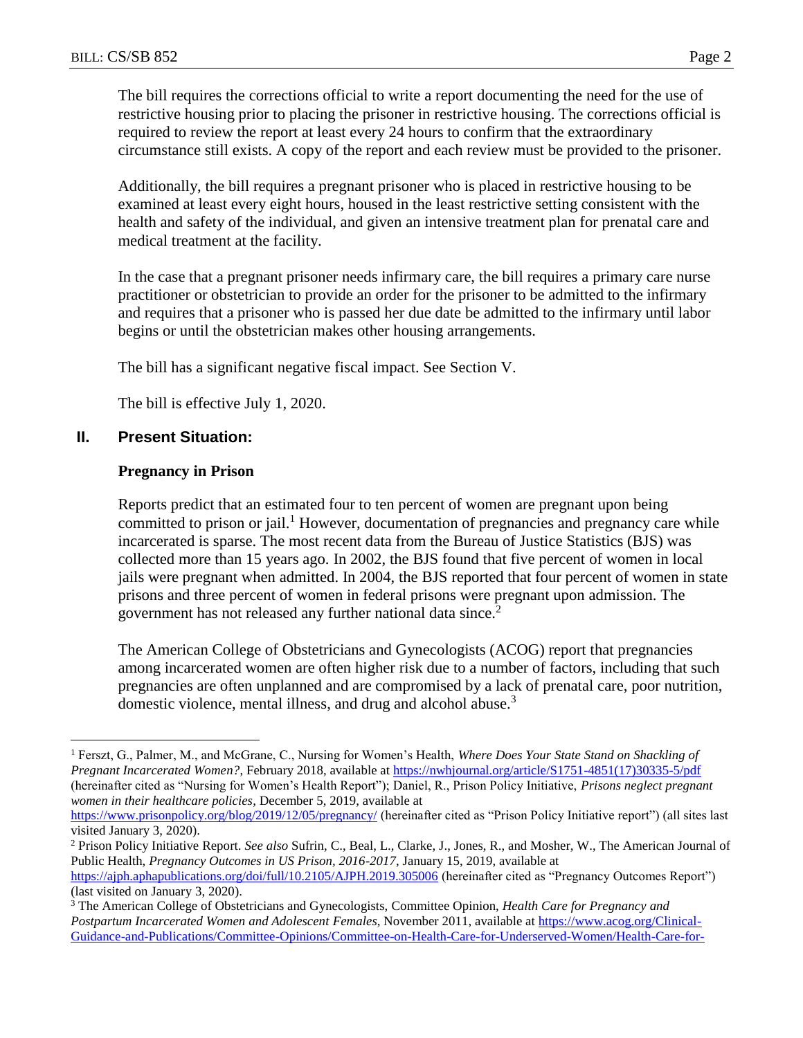The bill requires the corrections official to write a report documenting the need for the use of restrictive housing prior to placing the prisoner in restrictive housing. The corrections official is required to review the report at least every 24 hours to confirm that the extraordinary circumstance still exists. A copy of the report and each review must be provided to the prisoner.

Additionally, the bill requires a pregnant prisoner who is placed in restrictive housing to be examined at least every eight hours, housed in the least restrictive setting consistent with the health and safety of the individual, and given an intensive treatment plan for prenatal care and medical treatment at the facility.

In the case that a pregnant prisoner needs infirmary care, the bill requires a primary care nurse practitioner or obstetrician to provide an order for the prisoner to be admitted to the infirmary and requires that a prisoner who is passed her due date be admitted to the infirmary until labor begins or until the obstetrician makes other housing arrangements.

The bill has a significant negative fiscal impact. See Section V.

The bill is effective July 1, 2020.

## II. Present Situation:

### Pregnancy in Prison

Reports predict that an estimated four to ten percent of women are pregnant upon being committed to prison or jail.[1] However, documentation of pregnancies and pregnancy care while incarcerated is sparse. The most recent data from the Bureau of Justice Statistics (BJS) was collected more than 15 years ago. In 2002, the BJS found that five percent of women in local jails were pregnant when admitted. In 2004, the BJS reported that four percent of women in state prisons and three percent of women in federal prisons were pregnant upon admission. The government has not released any further national data since.[2]

The American College of Obstetricians and Gynecologists (ACOG) report that pregnancies among incarcerated women are often higher risk due to a number of factors, including that such pregnancies are often unplanned and are compromised by a lack of prenatal care, poor nutrition, domestic violence, mental illness, and drug and alcohol abuse.[3]

---

[1] Ferszt, G., Palmer, M., and McGrane, C., Nursing for Women's Health, *Where Does Your State Stand on Shackling of Pregnant Incarcerated Women?*, February 2018, available at https://nwhjournal.org/article/S1751-4851(17)30335-5/pdf (hereinafter cited as "Nursing for Women's Health Report"); Daniel, R., Prison Policy Initiative, *Prisons neglect pregnant women in their healthcare policies*, December 5, 2019, available at https://www.prisonpolicy.org/blog/2019/12/05/pregnancy/ (hereinafter cited as "Prison Policy Initiative report") (all sites last visited January 3, 2020).

[2] Prison Policy Initiative Report. *See also* Sufrin, C., Beal, L., Clarke, J., Jones, R., and Mosher, W., The American Journal of Public Health, *Pregnancy Outcomes in US Prison, 2016-2017*, January 15, 2019, available at https://ajph.aphapublications.org/doi/full/10.2105/AJPH.2019.305006 (hereinafter cited as "Pregnancy Outcomes Report") (last visited on January 3, 2020).

[3] The American College of Obstetricians and Gynecologists, Committee Opinion, *Health Care for Pregnancy and Postpartum Incarcerated Women and Adolescent Females*, November 2011, available at https://www.acog.org/Clinical-Guidance-and-Publications/Committee-Opinions/Committee-on-Health-Care-for-Underserved-Women/Health-Care-for-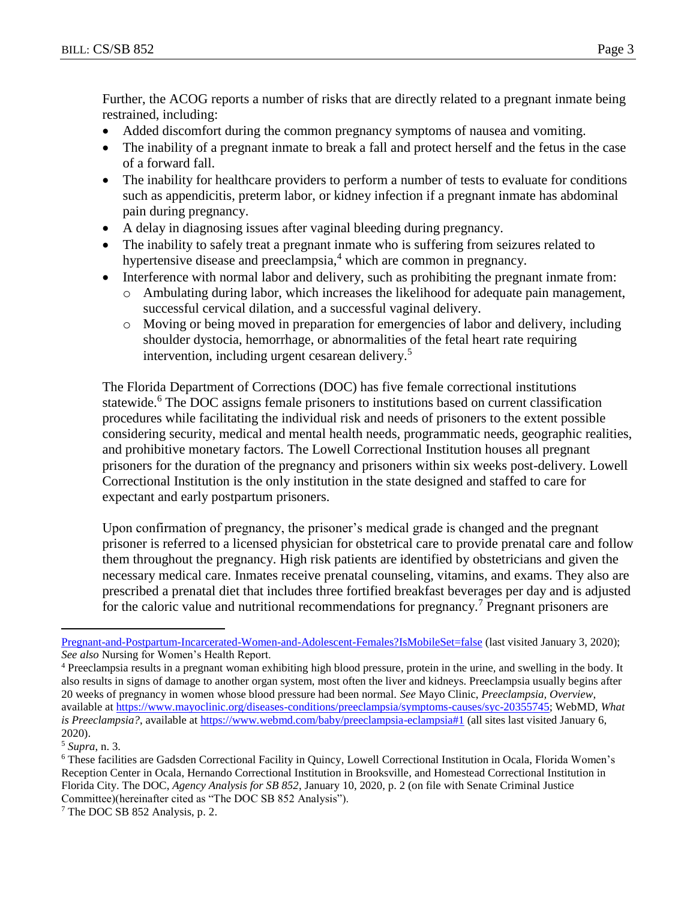Further, the ACOG reports a number of risks that are directly related to a pregnant inmate being restrained, including:

- Added discomfort during the common pregnancy symptoms of nausea and vomiting.
- The inability of a pregnant inmate to break a fall and protect herself and the fetus in the case of a forward fall.
- The inability for healthcare providers to perform a number of tests to evaluate for conditions such as appendicitis, preterm labor, or kidney infection if a pregnant inmate has abdominal pain during pregnancy.
- A delay in diagnosing issues after vaginal bleeding during pregnancy.
- The inability to safely treat a pregnant inmate who is suffering from seizures related to hypertensive disease and preeclampsia,[4] which are common in pregnancy.
- Interference with normal labor and delivery, such as prohibiting the pregnant inmate from:
  - Ambulating during labor, which increases the likelihood for adequate pain management, successful cervical dilation, and a successful vaginal delivery.
  - Moving or being moved in preparation for emergencies of labor and delivery, including shoulder dystocia, hemorrhage, or abnormalities of the fetal heart rate requiring intervention, including urgent cesarean delivery.[5]

The Florida Department of Corrections (DOC) has five female correctional institutions statewide.[6] The DOC assigns female prisoners to institutions based on current classification procedures while facilitating the individual risk and needs of prisoners to the extent possible considering security, medical and mental health needs, programmatic needs, geographic realities, and prohibitive monetary factors. The Lowell Correctional Institution houses all pregnant prisoners for the duration of the pregnancy and prisoners within six weeks post-delivery. Lowell Correctional Institution is the only institution in the state designed and staffed to care for expectant and early postpartum prisoners.

Upon confirmation of pregnancy, the prisoner's medical grade is changed and the pregnant prisoner is referred to a licensed physician for obstetrical care to provide prenatal care and follow them throughout the pregnancy. High risk patients are identified by obstetricians and given the necessary medical care. Inmates receive prenatal counseling, vitamins, and exams. They also are prescribed a prenatal diet that includes three fortified breakfast beverages per day and is adjusted for the caloric value and nutritional recommendations for pregnancy.[7] Pregnant prisoners are

---

Pregnant-and-Postpartum-Incarcerated-Women-and-Adolescent-Females?IsMobileSet=false (last visited January 3, 2020); *See also* Nursing for Women's Health Report.

[4] Preeclampsia results in a pregnant woman exhibiting high blood pressure, protein in the urine, and swelling in the body. It also results in signs of damage to another organ system, most often the liver and kidneys. Preeclampsia usually begins after 20 weeks of pregnancy in women whose blood pressure had been normal. *See* Mayo Clinic, *Preeclampsia, Overview*, available at https://www.mayoclinic.org/diseases-conditions/preeclampsia/symptoms-causes/syc-20355745; WebMD, *What is Preeclampsia?*, available at https://www.webmd.com/baby/preeclampsia-eclampsia#1 (all sites last visited January 6, 2020).

[5] *Supra*, n. 3.

[6] These facilities are Gadsden Correctional Facility in Quincy, Lowell Correctional Institution in Ocala, Florida Women's Reception Center in Ocala, Hernando Correctional Institution in Brooksville, and Homestead Correctional Institution in Florida City. The DOC, *Agency Analysis for SB 852*, January 10, 2020, p. 2 (on file with Senate Criminal Justice Committee)(hereinafter cited as "The DOC SB 852 Analysis").

[7] The DOC SB 852 Analysis, p. 2.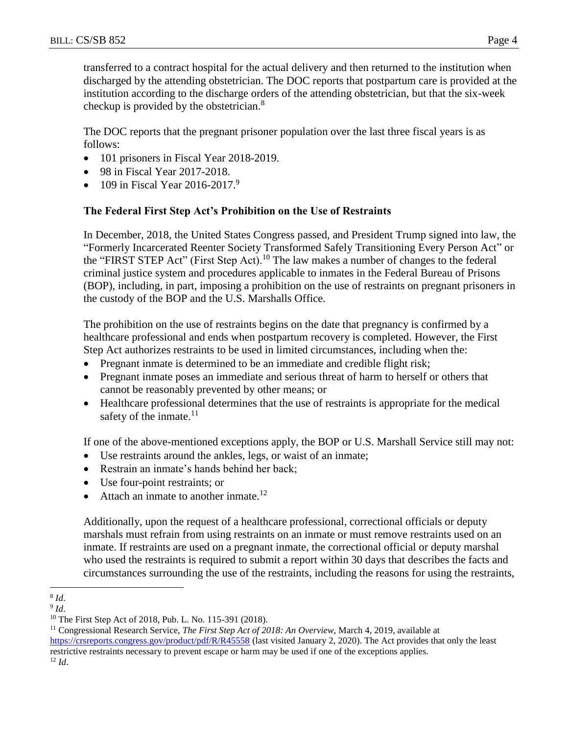transferred to a contract hospital for the actual delivery and then returned to the institution when discharged by the attending obstetrician. The DOC reports that postpartum care is provided at the institution according to the discharge orders of the attending obstetrician, but that the six-week checkup is provided by the obstetrician.[8]

The DOC reports that the pregnant prisoner population over the last three fiscal years is as follows:

- 101 prisoners in Fiscal Year 2018-2019.
- 98 in Fiscal Year 2017-2018.
- 109 in Fiscal Year 2016-2017.[9]

### The Federal First Step Act's Prohibition on the Use of Restraints

In December, 2018, the United States Congress passed, and President Trump signed into law, the "Formerly Incarcerated Reenter Society Transformed Safely Transitioning Every Person Act" or the "FIRST STEP Act" (First Step Act).[10] The law makes a number of changes to the federal criminal justice system and procedures applicable to inmates in the Federal Bureau of Prisons (BOP), including, in part, imposing a prohibition on the use of restraints on pregnant prisoners in the custody of the BOP and the U.S. Marshalls Office.

The prohibition on the use of restraints begins on the date that pregnancy is confirmed by a healthcare professional and ends when postpartum recovery is completed. However, the First Step Act authorizes restraints to be used in limited circumstances, including when the:

- Pregnant inmate is determined to be an immediate and credible flight risk;
- Pregnant inmate poses an immediate and serious threat of harm to herself or others that cannot be reasonably prevented by other means; or
- Healthcare professional determines that the use of restraints is appropriate for the medical safety of the inmate.[11]

If one of the above-mentioned exceptions apply, the BOP or U.S. Marshall Service still may not:

- Use restraints around the ankles, legs, or waist of an inmate;
- Restrain an inmate's hands behind her back;
- Use four-point restraints; or
- Attach an inmate to another inmate.[12]

Additionally, upon the request of a healthcare professional, correctional officials or deputy marshals must refrain from using restraints on an inmate or must remove restraints used on an inmate. If restraints are used on a pregnant inmate, the correctional official or deputy marshal who used the restraints is required to submit a report within 30 days that describes the facts and circumstances surrounding the use of the restraints, including the reasons for using the restraints,

---

[8] *Id*.

[9] *Id*.

[10] The First Step Act of 2018, Pub. L. No. 115-391 (2018).

[11] Congressional Research Service, *The First Step Act of 2018: An Overview*, March 4, 2019, available at https://crsreports.congress.gov/product/pdf/R/R45558 (last visited January 2, 2020). The Act provides that only the least restrictive restraints necessary to prevent escape or harm may be used if one of the exceptions applies.

[12] *Id*.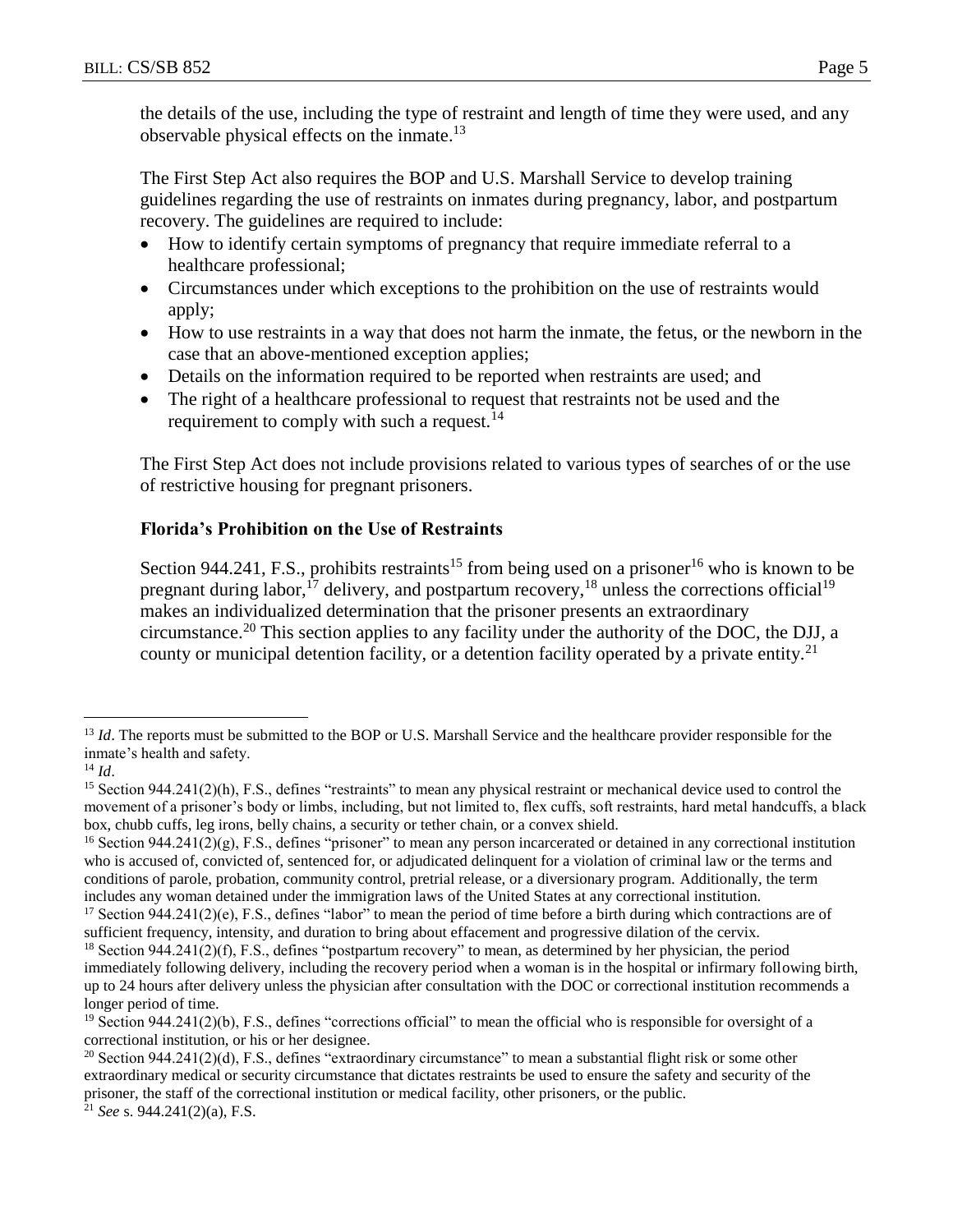the details of the use, including the type of restraint and length of time they were used, and any observable physical effects on the inmate.[13]

The First Step Act also requires the BOP and U.S. Marshall Service to develop training guidelines regarding the use of restraints on inmates during pregnancy, labor, and postpartum recovery. The guidelines are required to include:

- How to identify certain symptoms of pregnancy that require immediate referral to a healthcare professional;
- Circumstances under which exceptions to the prohibition on the use of restraints would apply;
- How to use restraints in a way that does not harm the inmate, the fetus, or the newborn in the case that an above-mentioned exception applies;
- Details on the information required to be reported when restraints are used; and
- The right of a healthcare professional to request that restraints not be used and the requirement to comply with such a request.[14]

The First Step Act does not include provisions related to various types of searches of or the use of restrictive housing for pregnant prisoners.

### Florida's Prohibition on the Use of Restraints

Section 944.241, F.S., prohibits restraints[15] from being used on a prisoner[16] who is known to be pregnant during labor,[17] delivery, and postpartum recovery,[18] unless the corrections official[19] makes an individualized determination that the prisoner presents an extraordinary circumstance.[20] This section applies to any facility under the authority of the DOC, the DJJ, a county or municipal detention facility, or a detention facility operated by a private entity.[21]

---

[13] *Id*. The reports must be submitted to the BOP or U.S. Marshall Service and the healthcare provider responsible for the inmate's health and safety.

[14] *Id*.

[15] Section 944.241(2)(h), F.S., defines "restraints" to mean any physical restraint or mechanical device used to control the movement of a prisoner's body or limbs, including, but not limited to, flex cuffs, soft restraints, hard metal handcuffs, a black box, chubb cuffs, leg irons, belly chains, a security or tether chain, or a convex shield.

[16] Section 944.241(2)(g), F.S., defines "prisoner" to mean any person incarcerated or detained in any correctional institution who is accused of, convicted of, sentenced for, or adjudicated delinquent for a violation of criminal law or the terms and conditions of parole, probation, community control, pretrial release, or a diversionary program. Additionally, the term includes any woman detained under the immigration laws of the United States at any correctional institution.

[17] Section 944.241(2)(e), F.S., defines "labor" to mean the period of time before a birth during which contractions are of sufficient frequency, intensity, and duration to bring about effacement and progressive dilation of the cervix.

[18] Section 944.241(2)(f), F.S., defines "postpartum recovery" to mean, as determined by her physician, the period immediately following delivery, including the recovery period when a woman is in the hospital or infirmary following birth, up to 24 hours after delivery unless the physician after consultation with the DOC or correctional institution recommends a longer period of time.

[19] Section 944.241(2)(b), F.S., defines "corrections official" to mean the official who is responsible for oversight of a correctional institution, or his or her designee.

[20] Section 944.241(2)(d), F.S., defines "extraordinary circumstance" to mean a substantial flight risk or some other extraordinary medical or security circumstance that dictates restraints be used to ensure the safety and security of the prisoner, the staff of the correctional institution or medical facility, other prisoners, or the public.

[21] *See* s. 944.241(2)(a), F.S.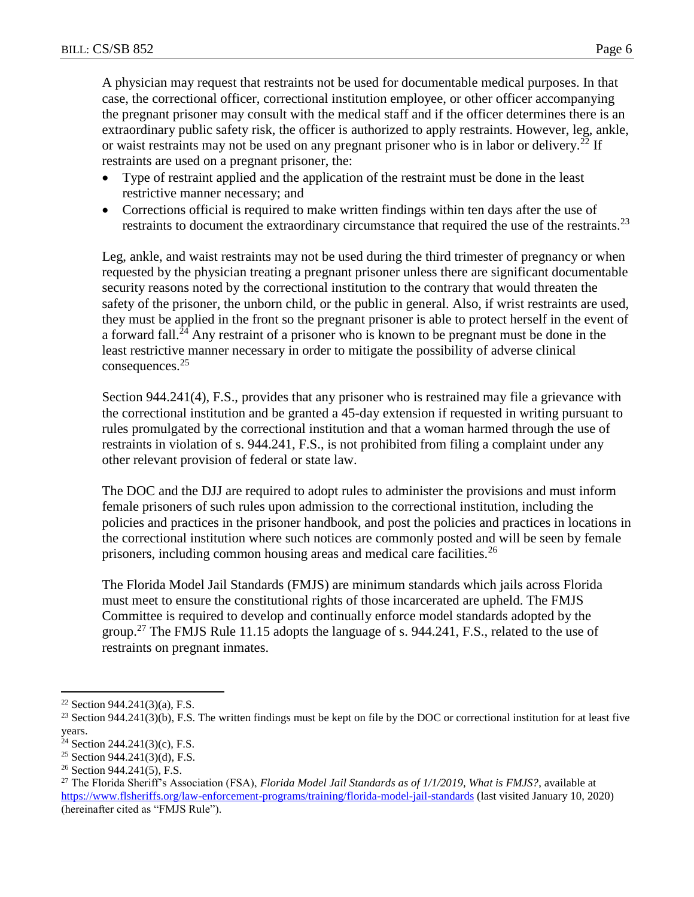A physician may request that restraints not be used for documentable medical purposes. In that case, the correctional officer, correctional institution employee, or other officer accompanying the pregnant prisoner may consult with the medical staff and if the officer determines there is an extraordinary public safety risk, the officer is authorized to apply restraints. However, leg, ankle, or waist restraints may not be used on any pregnant prisoner who is in labor or delivery.[22] If restraints are used on a pregnant prisoner, the:

- Type of restraint applied and the application of the restraint must be done in the least restrictive manner necessary; and
- Corrections official is required to make written findings within ten days after the use of restraints to document the extraordinary circumstance that required the use of the restraints.[23]

Leg, ankle, and waist restraints may not be used during the third trimester of pregnancy or when requested by the physician treating a pregnant prisoner unless there are significant documentable security reasons noted by the correctional institution to the contrary that would threaten the safety of the prisoner, the unborn child, or the public in general. Also, if wrist restraints are used, they must be applied in the front so the pregnant prisoner is able to protect herself in the event of a forward fall.[24] Any restraint of a prisoner who is known to be pregnant must be done in the least restrictive manner necessary in order to mitigate the possibility of adverse clinical consequences.[25]

Section 944.241(4), F.S., provides that any prisoner who is restrained may file a grievance with the correctional institution and be granted a 45-day extension if requested in writing pursuant to rules promulgated by the correctional institution and that a woman harmed through the use of restraints in violation of s. 944.241, F.S., is not prohibited from filing a complaint under any other relevant provision of federal or state law.

The DOC and the DJJ are required to adopt rules to administer the provisions and must inform female prisoners of such rules upon admission to the correctional institution, including the policies and practices in the prisoner handbook, and post the policies and practices in locations in the correctional institution where such notices are commonly posted and will be seen by female prisoners, including common housing areas and medical care facilities.[26]

The Florida Model Jail Standards (FMJS) are minimum standards which jails across Florida must meet to ensure the constitutional rights of those incarcerated are upheld. The FMJS Committee is required to develop and continually enforce model standards adopted by the group.[27] The FMJS Rule 11.15 adopts the language of s. 944.241, F.S., related to the use of restraints on pregnant inmates.

---

[22] Section 944.241(3)(a), F.S.

[23] Section 944.241(3)(b), F.S. The written findings must be kept on file by the DOC or correctional institution for at least five years.

[24] Section 244.241(3)(c), F.S.

[25] Section 944.241(3)(d), F.S.

[26] Section 944.241(5), F.S.

[27] The Florida Sheriff's Association (FSA), *Florida Model Jail Standards as of 1/1/2019, What is FMJS?*, available at https://www.flsheriffs.org/law-enforcement-programs/training/florida-model-jail-standards (last visited January 10, 2020) (hereinafter cited as "FMJS Rule").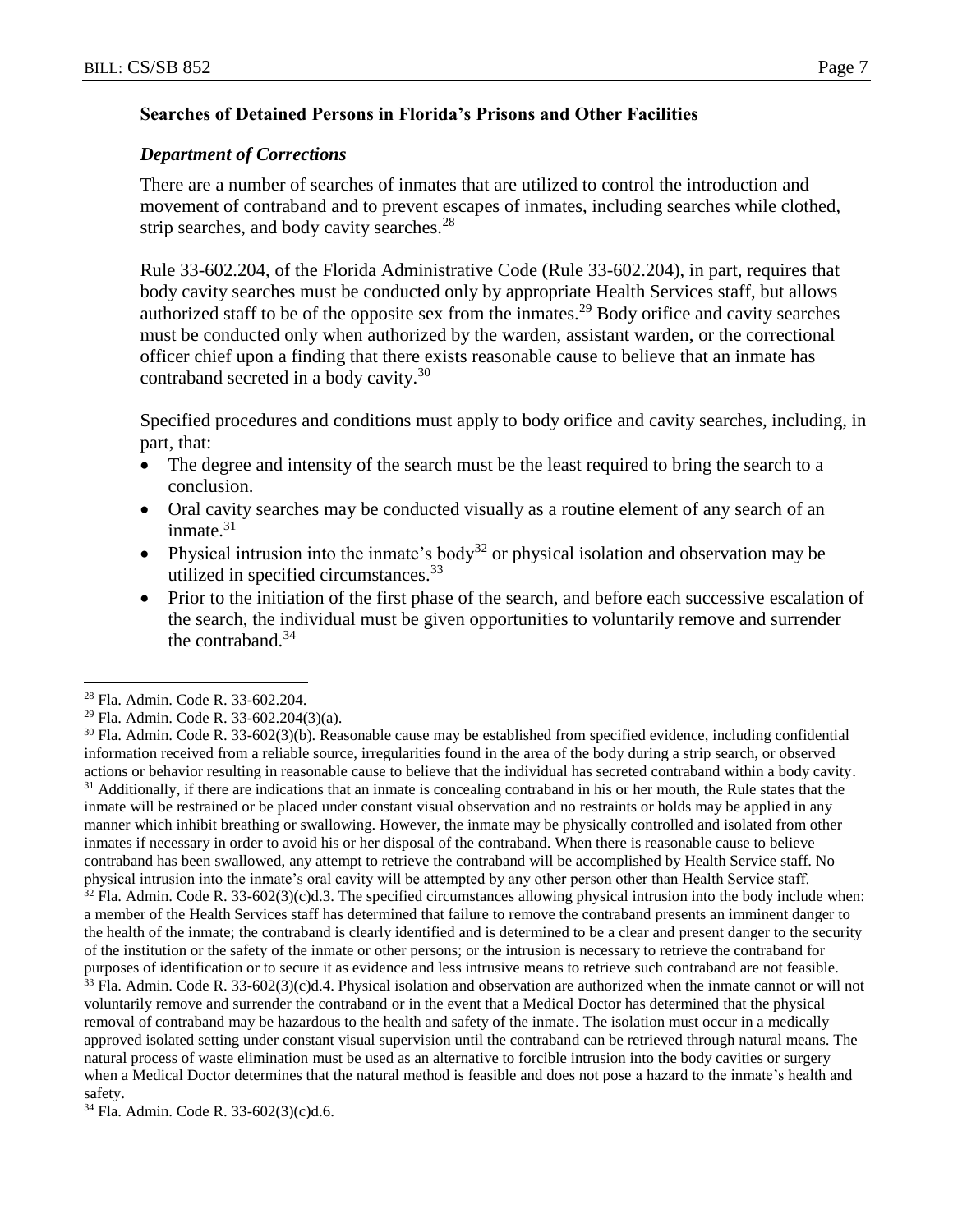### Searches of Detained Persons in Florida's Prisons and Other Facilities

#### *Department of Corrections*

There are a number of searches of inmates that are utilized to control the introduction and movement of contraband and to prevent escapes of inmates, including searches while clothed, strip searches, and body cavity searches.[28]

Rule 33-602.204, of the Florida Administrative Code (Rule 33-602.204), in part, requires that body cavity searches must be conducted only by appropriate Health Services staff, but allows authorized staff to be of the opposite sex from the inmates.[29] Body orifice and cavity searches must be conducted only when authorized by the warden, assistant warden, or the correctional officer chief upon a finding that there exists reasonable cause to believe that an inmate has contraband secreted in a body cavity.[30]

Specified procedures and conditions must apply to body orifice and cavity searches, including, in part, that:

- The degree and intensity of the search must be the least required to bring the search to a conclusion.
- Oral cavity searches may be conducted visually as a routine element of any search of an inmate.[31]
- Physical intrusion into the inmate's body[32] or physical isolation and observation may be utilized in specified circumstances.[33]
- Prior to the initiation of the first phase of the search, and before each successive escalation of the search, the individual must be given opportunities to voluntarily remove and surrender the contraband.[34]

---

[28] Fla. Admin. Code R. 33-602.204.

[29] Fla. Admin. Code R. 33-602.204(3)(a).

[30] Fla. Admin. Code R. 33-602(3)(b). Reasonable cause may be established from specified evidence, including confidential information received from a reliable source, irregularities found in the area of the body during a strip search, or observed actions or behavior resulting in reasonable cause to believe that the individual has secreted contraband within a body cavity.

[31] Additionally, if there are indications that an inmate is concealing contraband in his or her mouth, the Rule states that the inmate will be restrained or be placed under constant visual observation and no restraints or holds may be applied in any manner which inhibit breathing or swallowing. However, the inmate may be physically controlled and isolated from other inmates if necessary in order to avoid his or her disposal of the contraband. When there is reasonable cause to believe contraband has been swallowed, any attempt to retrieve the contraband will be accomplished by Health Service staff. No physical intrusion into the inmate's oral cavity will be attempted by any other person other than Health Service staff.

[32] Fla. Admin. Code R. 33-602(3)(c)d.3. The specified circumstances allowing physical intrusion into the body include when: a member of the Health Services staff has determined that failure to remove the contraband presents an imminent danger to the health of the inmate; the contraband is clearly identified and is determined to be a clear and present danger to the security of the institution or the safety of the inmate or other persons; or the intrusion is necessary to retrieve the contraband for purposes of identification or to secure it as evidence and less intrusive means to retrieve such contraband are not feasible.

[33] Fla. Admin. Code R. 33-602(3)(c)d.4. Physical isolation and observation are authorized when the inmate cannot or will not voluntarily remove and surrender the contraband or in the event that a Medical Doctor has determined that the physical removal of contraband may be hazardous to the health and safety of the inmate. The isolation must occur in a medically approved isolated setting under constant visual supervision until the contraband can be retrieved through natural means. The natural process of waste elimination must be used as an alternative to forcible intrusion into the body cavities or surgery when a Medical Doctor determines that the natural method is feasible and does not pose a hazard to the inmate's health and safety.

[34] Fla. Admin. Code R. 33-602(3)(c)d.6.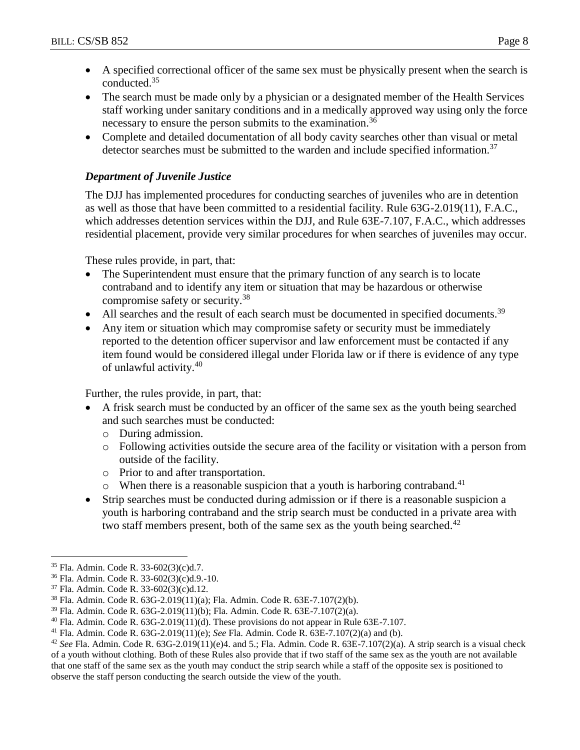- A specified correctional officer of the same sex must be physically present when the search is conducted.[35]
- The search must be made only by a physician or a designated member of the Health Services staff working under sanitary conditions and in a medically approved way using only the force necessary to ensure the person submits to the examination.[36]
- Complete and detailed documentation of all body cavity searches other than visual or metal detector searches must be submitted to the warden and include specified information.[37]

### *Department of Juvenile Justice*

The DJJ has implemented procedures for conducting searches of juveniles who are in detention as well as those that have been committed to a residential facility. Rule 63G-2.019(11), F.A.C., which addresses detention services within the DJJ, and Rule 63E-7.107, F.A.C., which addresses residential placement, provide very similar procedures for when searches of juveniles may occur.

These rules provide, in part, that:

- The Superintendent must ensure that the primary function of any search is to locate contraband and to identify any item or situation that may be hazardous or otherwise compromise safety or security.[38]
- All searches and the result of each search must be documented in specified documents.[39]
- Any item or situation which may compromise safety or security must be immediately reported to the detention officer supervisor and law enforcement must be contacted if any item found would be considered illegal under Florida law or if there is evidence of any type of unlawful activity.[40]

Further, the rules provide, in part, that:

- A frisk search must be conducted by an officer of the same sex as the youth being searched and such searches must be conducted:
  - During admission.
  - Following activities outside the secure area of the facility or visitation with a person from outside of the facility.
  - Prior to and after transportation.
  - When there is a reasonable suspicion that a youth is harboring contraband.[41]
- Strip searches must be conducted during admission or if there is a reasonable suspicion a youth is harboring contraband and the strip search must be conducted in a private area with two staff members present, both of the same sex as the youth being searched.[42]

---

[35] Fla. Admin. Code R. 33-602(3)(c)d.7.

[36] Fla. Admin. Code R. 33-602(3)(c)d.9.-10.

[37] Fla. Admin. Code R. 33-602(3)(c)d.12.

[38] Fla. Admin. Code R. 63G-2.019(11)(a); Fla. Admin. Code R. 63E-7.107(2)(b).

[39] Fla. Admin. Code R. 63G-2.019(11)(b); Fla. Admin. Code R. 63E-7.107(2)(a).

[40] Fla. Admin. Code R. 63G-2.019(11)(d). These provisions do not appear in Rule 63E-7.107.

[41] Fla. Admin. Code R. 63G-2.019(11)(e); *See* Fla. Admin. Code R. 63E-7.107(2)(a) and (b).

[42] *See* Fla. Admin. Code R. 63G-2.019(11)(e)4. and 5.; Fla. Admin. Code R. 63E-7.107(2)(a). A strip search is a visual check of a youth without clothing. Both of these Rules also provide that if two staff of the same sex as the youth are not available that one staff of the same sex as the youth may conduct the strip search while a staff of the opposite sex is positioned to observe the staff person conducting the search outside the view of the youth.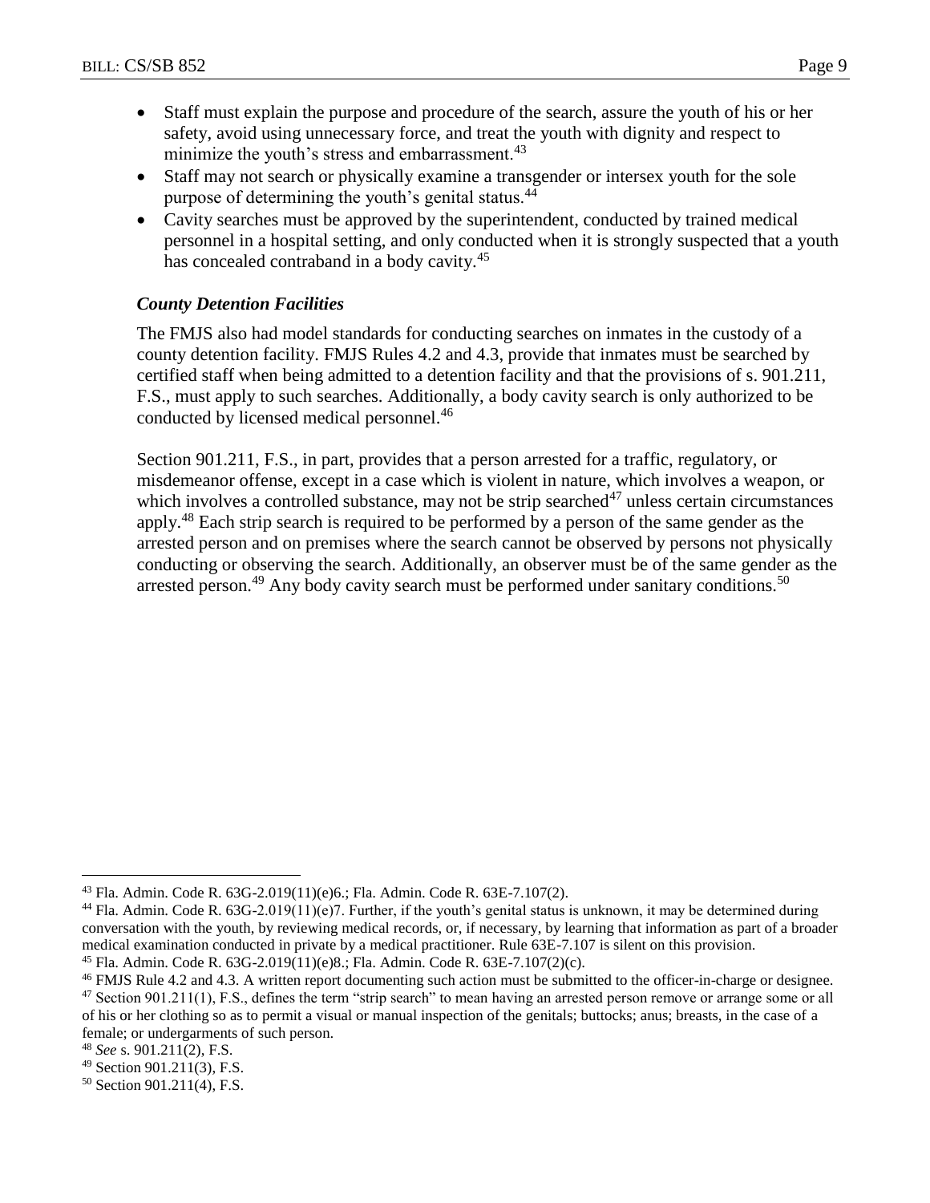- Staff must explain the purpose and procedure of the search, assure the youth of his or her safety, avoid using unnecessary force, and treat the youth with dignity and respect to minimize the youth's stress and embarrassment.[43]
- Staff may not search or physically examine a transgender or intersex youth for the sole purpose of determining the youth's genital status.[44]
- Cavity searches must be approved by the superintendent, conducted by trained medical personnel in a hospital setting, and only conducted when it is strongly suspected that a youth has concealed contraband in a body cavity.[45]

### *County Detention Facilities*

The FMJS also had model standards for conducting searches on inmates in the custody of a county detention facility. FMJS Rules 4.2 and 4.3, provide that inmates must be searched by certified staff when being admitted to a detention facility and that the provisions of s. 901.211, F.S., must apply to such searches. Additionally, a body cavity search is only authorized to be conducted by licensed medical personnel.[46]

Section 901.211, F.S., in part, provides that a person arrested for a traffic, regulatory, or misdemeanor offense, except in a case which is violent in nature, which involves a weapon, or which involves a controlled substance, may not be strip searched[47] unless certain circumstances apply.[48] Each strip search is required to be performed by a person of the same gender as the arrested person and on premises where the search cannot be observed by persons not physically conducting or observing the search. Additionally, an observer must be of the same gender as the arrested person.[49] Any body cavity search must be performed under sanitary conditions.[50]

---

[43] Fla. Admin. Code R. 63G-2.019(11)(e)6.; Fla. Admin. Code R. 63E-7.107(2).

[44] Fla. Admin. Code R. 63G-2.019(11)(e)7. Further, if the youth's genital status is unknown, it may be determined during conversation with the youth, by reviewing medical records, or, if necessary, by learning that information as part of a broader medical examination conducted in private by a medical practitioner. Rule 63E-7.107 is silent on this provision.

[45] Fla. Admin. Code R. 63G-2.019(11)(e)8.; Fla. Admin. Code R. 63E-7.107(2)(c).

[46] FMJS Rule 4.2 and 4.3. A written report documenting such action must be submitted to the officer-in-charge or designee.

[47] Section 901.211(1), F.S., defines the term "strip search" to mean having an arrested person remove or arrange some or all of his or her clothing so as to permit a visual or manual inspection of the genitals; buttocks; anus; breasts, in the case of a female; or undergarments of such person.

[48] *See* s. 901.211(2), F.S.

[49] Section 901.211(3), F.S.

[50] Section 901.211(4), F.S.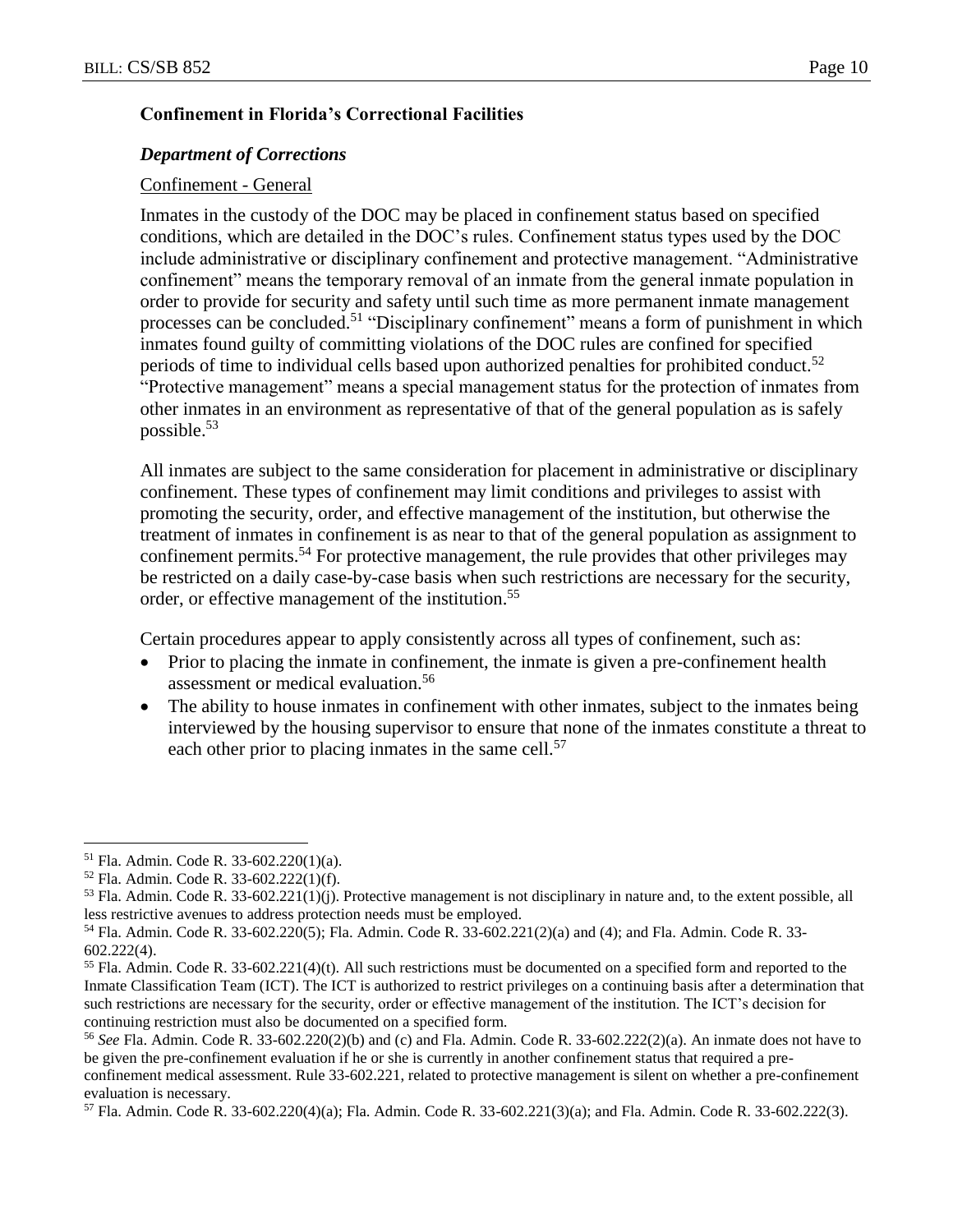## Confinement in Florida's Correctional Facilities

### *Department of Corrections*

Confinement - General

Inmates in the custody of the DOC may be placed in confinement status based on specified conditions, which are detailed in the DOC's rules. Confinement status types used by the DOC include administrative or disciplinary confinement and protective management. "Administrative confinement" means the temporary removal of an inmate from the general inmate population in order to provide for security and safety until such time as more permanent inmate management processes can be concluded.[51] "Disciplinary confinement" means a form of punishment in which inmates found guilty of committing violations of the DOC rules are confined for specified periods of time to individual cells based upon authorized penalties for prohibited conduct.[52] "Protective management" means a special management status for the protection of inmates from other inmates in an environment as representative of that of the general population as is safely possible.[53]

All inmates are subject to the same consideration for placement in administrative or disciplinary confinement. These types of confinement may limit conditions and privileges to assist with promoting the security, order, and effective management of the institution, but otherwise the treatment of inmates in confinement is as near to that of the general population as assignment to confinement permits.[54] For protective management, the rule provides that other privileges may be restricted on a daily case-by-case basis when such restrictions are necessary for the security, order, or effective management of the institution.[55]

Certain procedures appear to apply consistently across all types of confinement, such as:

- Prior to placing the inmate in confinement, the inmate is given a pre-confinement health assessment or medical evaluation.[56]
- The ability to house inmates in confinement with other inmates, subject to the inmates being interviewed by the housing supervisor to ensure that none of the inmates constitute a threat to each other prior to placing inmates in the same cell.[57]

---

[51] Fla. Admin. Code R. 33-602.220(1)(a).

[52] Fla. Admin. Code R. 33-602.222(1)(f).

[53] Fla. Admin. Code R. 33-602.221(1)(j). Protective management is not disciplinary in nature and, to the extent possible, all less restrictive avenues to address protection needs must be employed.

[54] Fla. Admin. Code R. 33-602.220(5); Fla. Admin. Code R. 33-602.221(2)(a) and (4); and Fla. Admin. Code R. 33-602.222(4).

[55] Fla. Admin. Code R. 33-602.221(4)(t). All such restrictions must be documented on a specified form and reported to the Inmate Classification Team (ICT). The ICT is authorized to restrict privileges on a continuing basis after a determination that such restrictions are necessary for the security, order or effective management of the institution. The ICT's decision for continuing restriction must also be documented on a specified form.

[56] *See* Fla. Admin. Code R. 33-602.220(2)(b) and (c) and Fla. Admin. Code R. 33-602.222(2)(a). An inmate does not have to be given the pre-confinement evaluation if he or she is currently in another confinement status that required a pre-confinement medical assessment. Rule 33-602.221, related to protective management is silent on whether a pre-confinement evaluation is necessary.

[57] Fla. Admin. Code R. 33-602.220(4)(a); Fla. Admin. Code R. 33-602.221(3)(a); and Fla. Admin. Code R. 33-602.222(3).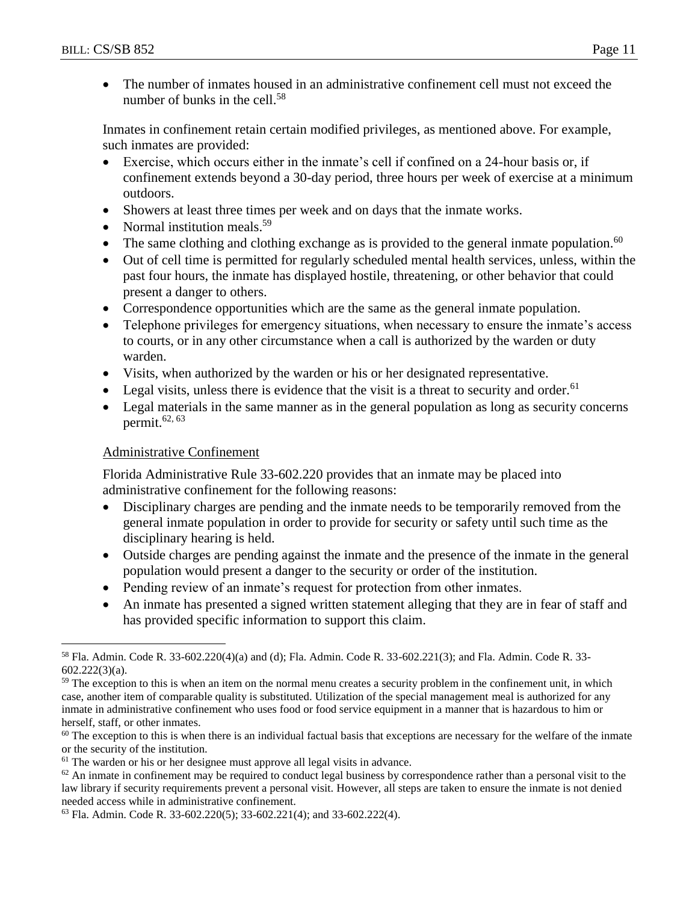- The number of inmates housed in an administrative confinement cell must not exceed the number of bunks in the cell.[58]

Inmates in confinement retain certain modified privileges, as mentioned above. For example, such inmates are provided:

- Exercise, which occurs either in the inmate's cell if confined on a 24-hour basis or, if confinement extends beyond a 30-day period, three hours per week of exercise at a minimum outdoors.
- Showers at least three times per week and on days that the inmate works.
- Normal institution meals.[59]
- The same clothing and clothing exchange as is provided to the general inmate population.[60]
- Out of cell time is permitted for regularly scheduled mental health services, unless, within the past four hours, the inmate has displayed hostile, threatening, or other behavior that could present a danger to others.
- Correspondence opportunities which are the same as the general inmate population.
- Telephone privileges for emergency situations, when necessary to ensure the inmate's access to courts, or in any other circumstance when a call is authorized by the warden or duty warden.
- Visits, when authorized by the warden or his or her designated representative.
- Legal visits, unless there is evidence that the visit is a threat to security and order.[61]
- Legal materials in the same manner as in the general population as long as security concerns permit.[62, 63]

Administrative Confinement

Florida Administrative Rule 33-602.220 provides that an inmate may be placed into administrative confinement for the following reasons:

- Disciplinary charges are pending and the inmate needs to be temporarily removed from the general inmate population in order to provide for security or safety until such time as the disciplinary hearing is held.
- Outside charges are pending against the inmate and the presence of the inmate in the general population would present a danger to the security or order of the institution.
- Pending review of an inmate's request for protection from other inmates.
- An inmate has presented a signed written statement alleging that they are in fear of staff and has provided specific information to support this claim.

---

[58] Fla. Admin. Code R. 33-602.220(4)(a) and (d); Fla. Admin. Code R. 33-602.221(3); and Fla. Admin. Code R. 33-602.222(3)(a).

[59] The exception to this is when an item on the normal menu creates a security problem in the confinement unit, in which case, another item of comparable quality is substituted. Utilization of the special management meal is authorized for any inmate in administrative confinement who uses food or food service equipment in a manner that is hazardous to him or herself, staff, or other inmates.

[60] The exception to this is when there is an individual factual basis that exceptions are necessary for the welfare of the inmate or the security of the institution.

[61] The warden or his or her designee must approve all legal visits in advance.

[62] An inmate in confinement may be required to conduct legal business by correspondence rather than a personal visit to the law library if security requirements prevent a personal visit. However, all steps are taken to ensure the inmate is not denied needed access while in administrative confinement.

[63] Fla. Admin. Code R. 33-602.220(5); 33-602.221(4); and 33-602.222(4).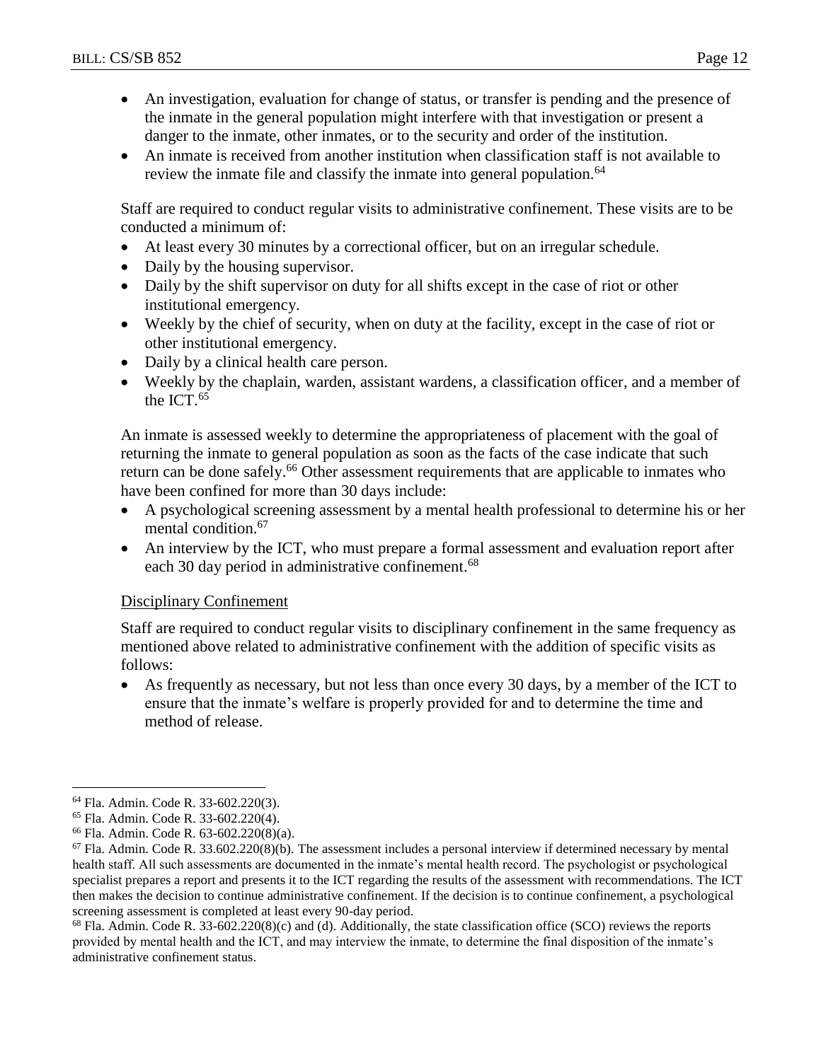- An investigation, evaluation for change of status, or transfer is pending and the presence of the inmate in the general population might interfere with that investigation or present a danger to the inmate, other inmates, or to the security and order of the institution.
- An inmate is received from another institution when classification staff is not available to review the inmate file and classify the inmate into general population.[64]

Staff are required to conduct regular visits to administrative confinement. These visits are to be conducted a minimum of:

- At least every 30 minutes by a correctional officer, but on an irregular schedule.
- Daily by the housing supervisor.
- Daily by the shift supervisor on duty for all shifts except in the case of riot or other institutional emergency.
- Weekly by the chief of security, when on duty at the facility, except in the case of riot or other institutional emergency.
- Daily by a clinical health care person.
- Weekly by the chaplain, warden, assistant wardens, a classification officer, and a member of the ICT.[65]

An inmate is assessed weekly to determine the appropriateness of placement with the goal of returning the inmate to general population as soon as the facts of the case indicate that such return can be done safely.[66] Other assessment requirements that are applicable to inmates who have been confined for more than 30 days include:

- A psychological screening assessment by a mental health professional to determine his or her mental condition.[67]
- An interview by the ICT, who must prepare a formal assessment and evaluation report after each 30 day period in administrative confinement.[68]

<u>Disciplinary Confinement</u>

Staff are required to conduct regular visits to disciplinary confinement in the same frequency as mentioned above related to administrative confinement with the addition of specific visits as follows:

- As frequently as necessary, but not less than once every 30 days, by a member of the ICT to ensure that the inmate's welfare is properly provided for and to determine the time and method of release.

---

[64] Fla. Admin. Code R. 33-602.220(3).

[65] Fla. Admin. Code R. 33-602.220(4).

[66] Fla. Admin. Code R. 63-602.220(8)(a).

[67] Fla. Admin. Code R. 33.602.220(8)(b). The assessment includes a personal interview if determined necessary by mental health staff. All such assessments are documented in the inmate's mental health record. The psychologist or psychological specialist prepares a report and presents it to the ICT regarding the results of the assessment with recommendations. The ICT then makes the decision to continue administrative confinement. If the decision is to continue confinement, a psychological screening assessment is completed at least every 90-day period.

[68] Fla. Admin. Code R. 33-602.220(8)(c) and (d). Additionally, the state classification office (SCO) reviews the reports provided by mental health and the ICT, and may interview the inmate, to determine the final disposition of the inmate's administrative confinement status.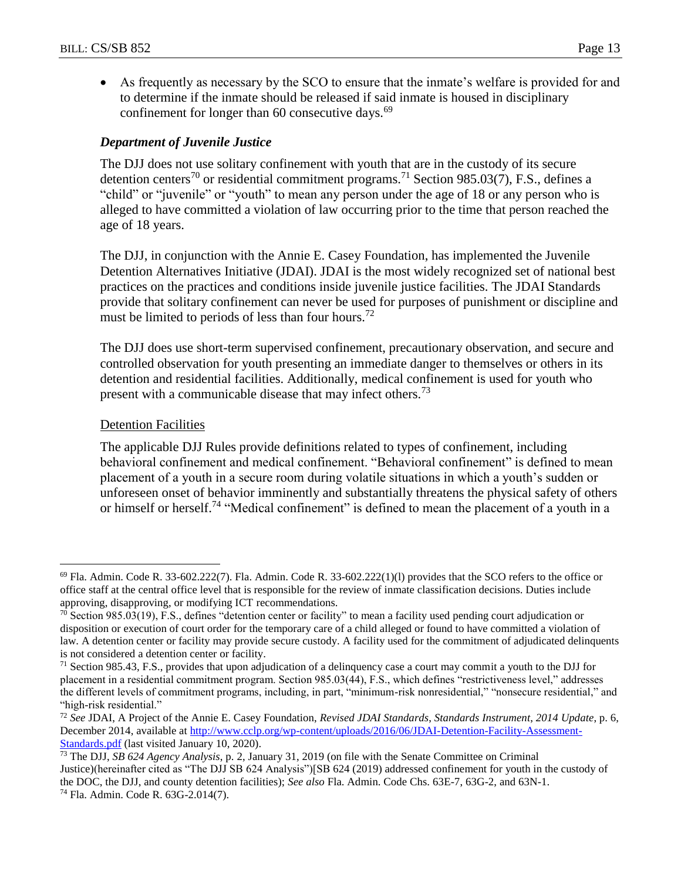- As frequently as necessary by the SCO to ensure that the inmate's welfare is provided for and to determine if the inmate should be released if said inmate is housed in disciplinary confinement for longer than 60 consecutive days.[69]

### *Department of Juvenile Justice*

The DJJ does not use solitary confinement with youth that are in the custody of its secure detention centers[70] or residential commitment programs.[71] Section 985.03(7), F.S., defines a "child" or "juvenile" or "youth" to mean any person under the age of 18 or any person who is alleged to have committed a violation of law occurring prior to the time that person reached the age of 18 years.

The DJJ, in conjunction with the Annie E. Casey Foundation, has implemented the Juvenile Detention Alternatives Initiative (JDAI). JDAI is the most widely recognized set of national best practices on the practices and conditions inside juvenile justice facilities. The JDAI Standards provide that solitary confinement can never be used for purposes of punishment or discipline and must be limited to periods of less than four hours.[72]

The DJJ does use short-term supervised confinement, precautionary observation, and secure and controlled observation for youth presenting an immediate danger to themselves or others in its detention and residential facilities. Additionally, medical confinement is used for youth who present with a communicable disease that may infect others.[73]

<u>Detention Facilities</u>

The applicable DJJ Rules provide definitions related to types of confinement, including behavioral confinement and medical confinement. "Behavioral confinement" is defined to mean placement of a youth in a secure room during volatile situations in which a youth's sudden or unforeseen onset of behavior imminently and substantially threatens the physical safety of others or himself or herself.[74] "Medical confinement" is defined to mean the placement of a youth in a

---

[69] Fla. Admin. Code R. 33-602.222(7). Fla. Admin. Code R. 33-602.222(1)(l) provides that the SCO refers to the office or office staff at the central office level that is responsible for the review of inmate classification decisions. Duties include approving, disapproving, or modifying ICT recommendations.

[70] Section 985.03(19), F.S., defines "detention center or facility" to mean a facility used pending court adjudication or disposition or execution of court order for the temporary care of a child alleged or found to have committed a violation of law. A detention center or facility may provide secure custody. A facility used for the commitment of adjudicated delinquents is not considered a detention center or facility.

[71] Section 985.43, F.S., provides that upon adjudication of a delinquency case a court may commit a youth to the DJJ for placement in a residential commitment program. Section 985.03(44), F.S., which defines "restrictiveness level," addresses the different levels of commitment programs, including, in part, "minimum-risk nonresidential," "nonsecure residential," and "high-risk residential."

[72] *See* JDAI, A Project of the Annie E. Casey Foundation, *Revised JDAI Standards, Standards Instrument, 2014 Update*, p. 6, December 2014, available at [http://www.cclp.org/wp-content/uploads/2016/06/JDAI-Detention-Facility-Assessment-Standards.pdf](http://www.cclp.org/wp-content/uploads/2016/06/JDAI-Detention-Facility-Assessment-Standards.pdf) (last visited January 10, 2020).

[73] The DJJ, *SB 624 Agency Analysis*, p. 2, January 31, 2019 (on file with the Senate Committee on Criminal Justice)(hereinafter cited as "The DJJ SB 624 Analysis")[SB 624 (2019) addressed confinement for youth in the custody of the DOC, the DJJ, and county detention facilities); *See also* Fla. Admin. Code Chs. 63E-7, 63G-2, and 63N-1.

[74] Fla. Admin. Code R. 63G-2.014(7).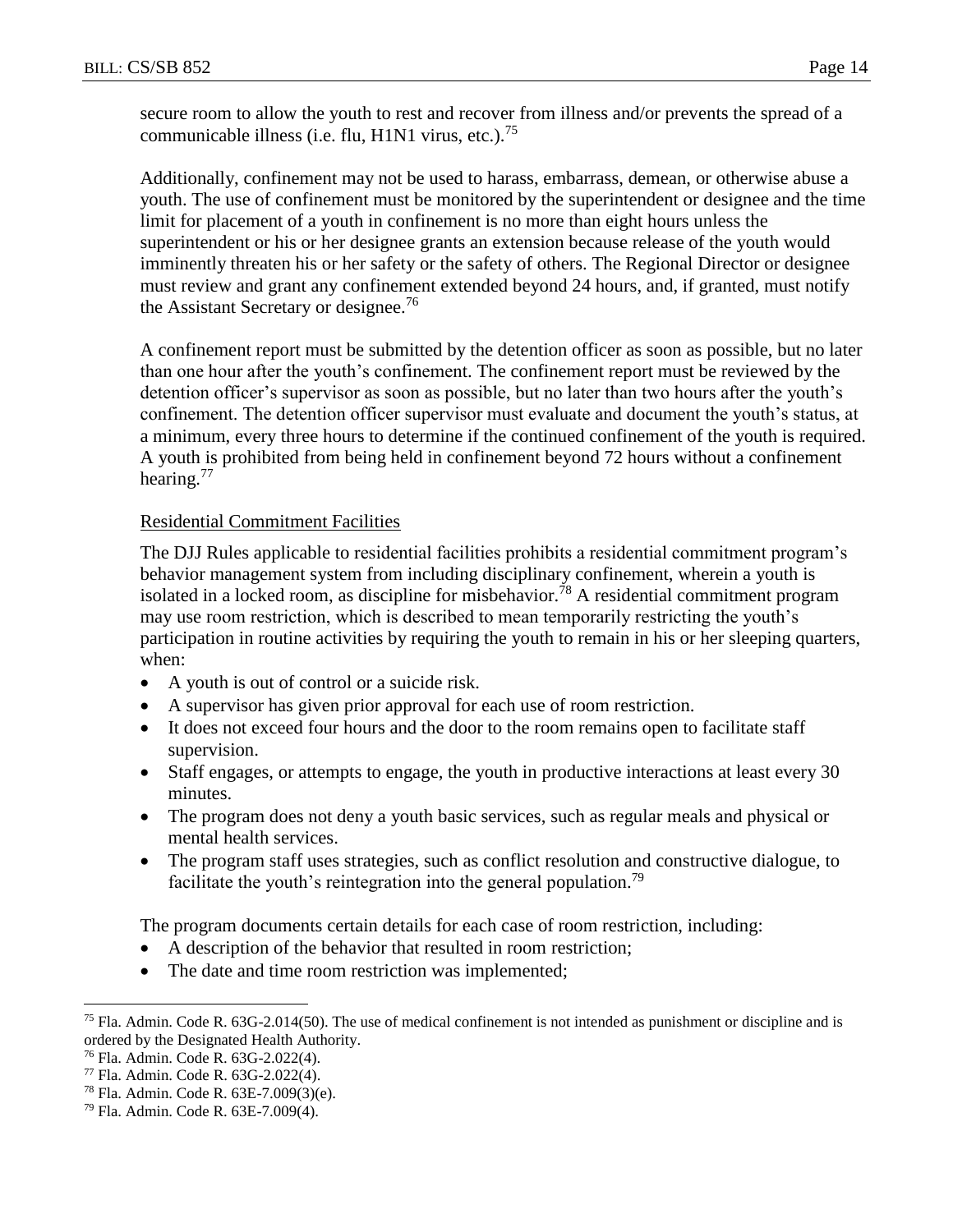secure room to allow the youth to rest and recover from illness and/or prevents the spread of a communicable illness (i.e. flu, H1N1 virus, etc.).[75]

Additionally, confinement may not be used to harass, embarrass, demean, or otherwise abuse a youth. The use of confinement must be monitored by the superintendent or designee and the time limit for placement of a youth in confinement is no more than eight hours unless the superintendent or his or her designee grants an extension because release of the youth would imminently threaten his or her safety or the safety of others. The Regional Director or designee must review and grant any confinement extended beyond 24 hours, and, if granted, must notify the Assistant Secretary or designee.[76]

A confinement report must be submitted by the detention officer as soon as possible, but no later than one hour after the youth's confinement. The confinement report must be reviewed by the detention officer's supervisor as soon as possible, but no later than two hours after the youth's confinement. The detention officer supervisor must evaluate and document the youth's status, at a minimum, every three hours to determine if the continued confinement of the youth is required. A youth is prohibited from being held in confinement beyond 72 hours without a confinement hearing.[77]

<u>Residential Commitment Facilities</u>

The DJJ Rules applicable to residential facilities prohibits a residential commitment program's behavior management system from including disciplinary confinement, wherein a youth is isolated in a locked room, as discipline for misbehavior.[78] A residential commitment program may use room restriction, which is described to mean temporarily restricting the youth's participation in routine activities by requiring the youth to remain in his or her sleeping quarters, when:

- A youth is out of control or a suicide risk.
- A supervisor has given prior approval for each use of room restriction.
- It does not exceed four hours and the door to the room remains open to facilitate staff supervision.
- Staff engages, or attempts to engage, the youth in productive interactions at least every 30 minutes.
- The program does not deny a youth basic services, such as regular meals and physical or mental health services.
- The program staff uses strategies, such as conflict resolution and constructive dialogue, to facilitate the youth's reintegration into the general population.[79]

The program documents certain details for each case of room restriction, including:

- A description of the behavior that resulted in room restriction;
- The date and time room restriction was implemented;

---

[75] Fla. Admin. Code R. 63G-2.014(50). The use of medical confinement is not intended as punishment or discipline and is ordered by the Designated Health Authority.

[76] Fla. Admin. Code R. 63G-2.022(4).

[77] Fla. Admin. Code R. 63G-2.022(4).

[78] Fla. Admin. Code R. 63E-7.009(3)(e).

[79] Fla. Admin. Code R. 63E-7.009(4).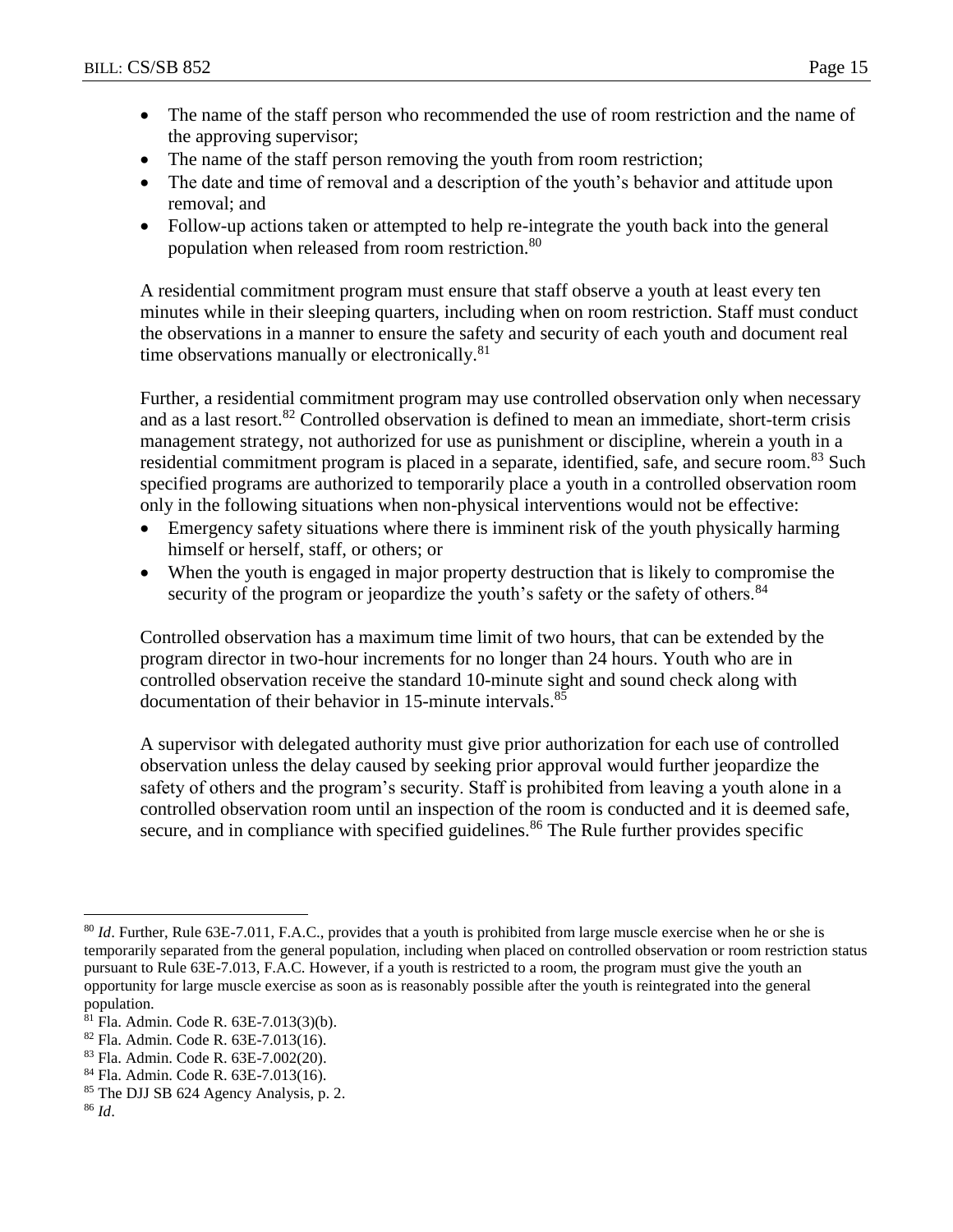- The name of the staff person who recommended the use of room restriction and the name of the approving supervisor;
- The name of the staff person removing the youth from room restriction;
- The date and time of removal and a description of the youth's behavior and attitude upon removal; and
- Follow-up actions taken or attempted to help re-integrate the youth back into the general population when released from room restriction.[80]

A residential commitment program must ensure that staff observe a youth at least every ten minutes while in their sleeping quarters, including when on room restriction. Staff must conduct the observations in a manner to ensure the safety and security of each youth and document real time observations manually or electronically.[81]

Further, a residential commitment program may use controlled observation only when necessary and as a last resort.[82] Controlled observation is defined to mean an immediate, short-term crisis management strategy, not authorized for use as punishment or discipline, wherein a youth in a residential commitment program is placed in a separate, identified, safe, and secure room.[83] Such specified programs are authorized to temporarily place a youth in a controlled observation room only in the following situations when non-physical interventions would not be effective:

- Emergency safety situations where there is imminent risk of the youth physically harming himself or herself, staff, or others; or
- When the youth is engaged in major property destruction that is likely to compromise the security of the program or jeopardize the youth's safety or the safety of others.[84]

Controlled observation has a maximum time limit of two hours, that can be extended by the program director in two-hour increments for no longer than 24 hours. Youth who are in controlled observation receive the standard 10-minute sight and sound check along with documentation of their behavior in 15-minute intervals.[85]

A supervisor with delegated authority must give prior authorization for each use of controlled observation unless the delay caused by seeking prior approval would further jeopardize the safety of others and the program's security. Staff is prohibited from leaving a youth alone in a controlled observation room until an inspection of the room is conducted and it is deemed safe, secure, and in compliance with specified guidelines.[86] The Rule further provides specific

---

[80] *Id*. Further, Rule 63E-7.011, F.A.C., provides that a youth is prohibited from large muscle exercise when he or she is temporarily separated from the general population, including when placed on controlled observation or room restriction status pursuant to Rule 63E-7.013, F.A.C. However, if a youth is restricted to a room, the program must give the youth an opportunity for large muscle exercise as soon as is reasonably possible after the youth is reintegrated into the general population.

[81] Fla. Admin. Code R. 63E-7.013(3)(b).

[82] Fla. Admin. Code R. 63E-7.013(16).

[83] Fla. Admin. Code R. 63E-7.002(20).

[84] Fla. Admin. Code R. 63E-7.013(16).

[85] The DJJ SB 624 Agency Analysis, p. 2.

[86] *Id*.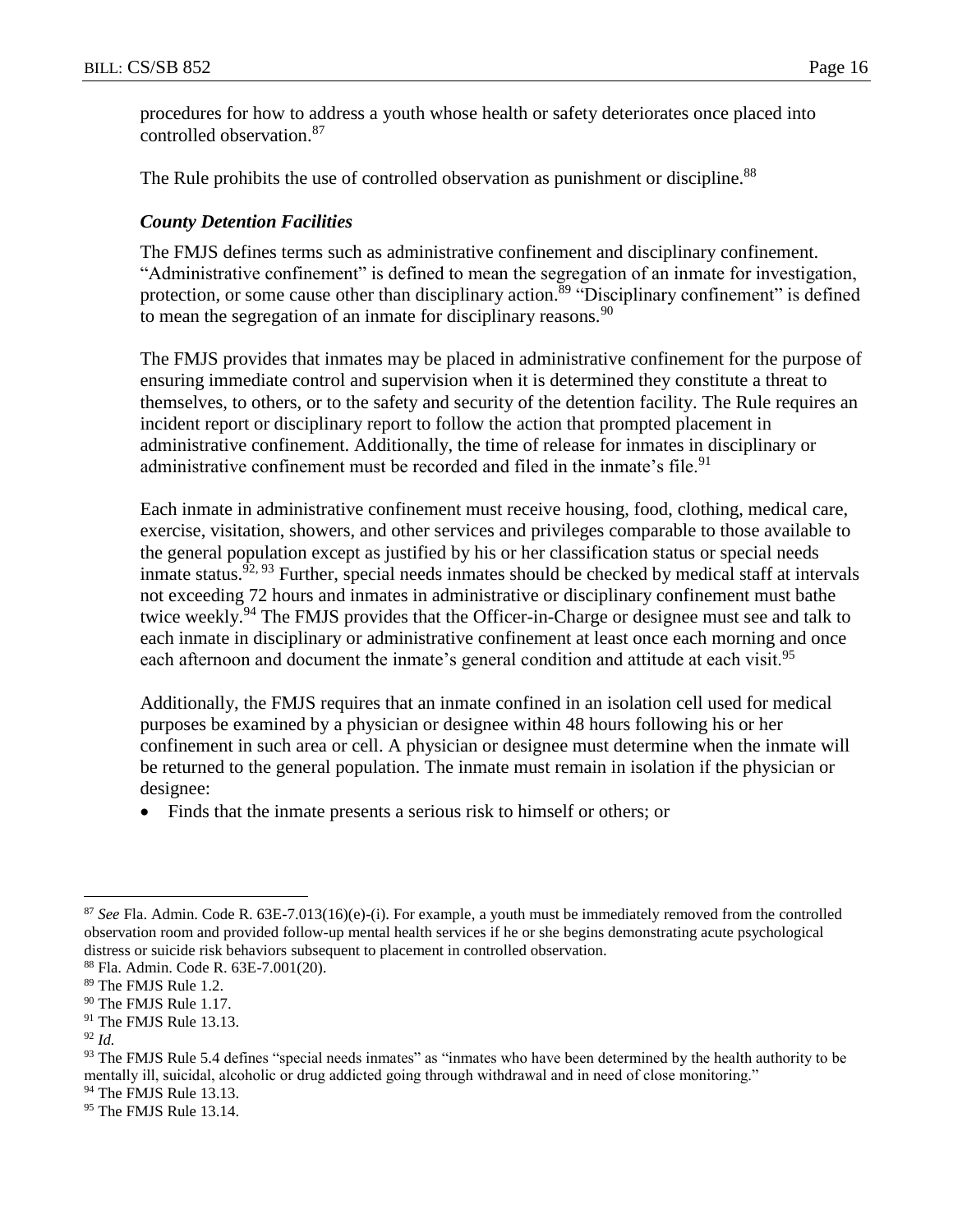procedures for how to address a youth whose health or safety deteriorates once placed into controlled observation.[87]

The Rule prohibits the use of controlled observation as punishment or discipline.[88]

***County Detention Facilities***

The FMJS defines terms such as administrative confinement and disciplinary confinement. "Administrative confinement" is defined to mean the segregation of an inmate for investigation, protection, or some cause other than disciplinary action.[89] "Disciplinary confinement" is defined to mean the segregation of an inmate for disciplinary reasons.[90]

The FMJS provides that inmates may be placed in administrative confinement for the purpose of ensuring immediate control and supervision when it is determined they constitute a threat to themselves, to others, or to the safety and security of the detention facility. The Rule requires an incident report or disciplinary report to follow the action that prompted placement in administrative confinement. Additionally, the time of release for inmates in disciplinary or administrative confinement must be recorded and filed in the inmate's file.[91]

Each inmate in administrative confinement must receive housing, food, clothing, medical care, exercise, visitation, showers, and other services and privileges comparable to those available to the general population except as justified by his or her classification status or special needs inmate status.[92, 93] Further, special needs inmates should be checked by medical staff at intervals not exceeding 72 hours and inmates in administrative or disciplinary confinement must bathe twice weekly.[94] The FMJS provides that the Officer-in-Charge or designee must see and talk to each inmate in disciplinary or administrative confinement at least once each morning and once each afternoon and document the inmate's general condition and attitude at each visit.[95]

Additionally, the FMJS requires that an inmate confined in an isolation cell used for medical purposes be examined by a physician or designee within 48 hours following his or her confinement in such area or cell. A physician or designee must determine when the inmate will be returned to the general population. The inmate must remain in isolation if the physician or designee:

- Finds that the inmate presents a serious risk to himself or others; or

---

[87] *See* Fla. Admin. Code R. 63E-7.013(16)(e)-(i). For example, a youth must be immediately removed from the controlled observation room and provided follow-up mental health services if he or she begins demonstrating acute psychological distress or suicide risk behaviors subsequent to placement in controlled observation.

[88] Fla. Admin. Code R. 63E-7.001(20).

[89] The FMJS Rule 1.2.

[90] The FMJS Rule 1.17.

[91] The FMJS Rule 13.13.

[92] *Id.*

[93] The FMJS Rule 5.4 defines "special needs inmates" as "inmates who have been determined by the health authority to be mentally ill, suicidal, alcoholic or drug addicted going through withdrawal and in need of close monitoring."

[94] The FMJS Rule 13.13.

[95] The FMJS Rule 13.14.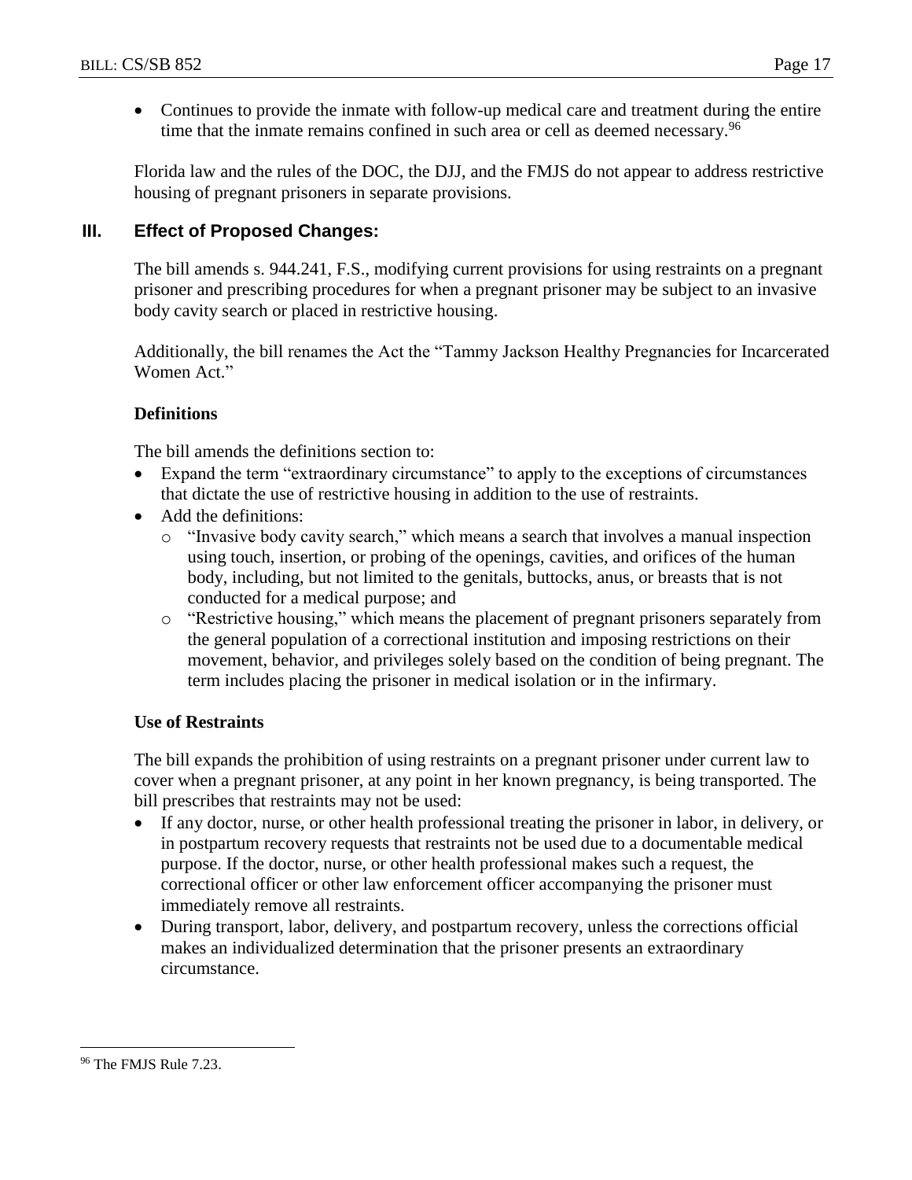- Continues to provide the inmate with follow-up medical care and treatment during the entire time that the inmate remains confined in such area or cell as deemed necessary.[96]

Florida law and the rules of the DOC, the DJJ, and the FMJS do not appear to address restrictive housing of pregnant prisoners in separate provisions.

## III. Effect of Proposed Changes:

The bill amends s. 944.241, F.S., modifying current provisions for using restraints on a pregnant prisoner and prescribing procedures for when a pregnant prisoner may be subject to an invasive body cavity search or placed in restrictive housing.

Additionally, the bill renames the Act the "Tammy Jackson Healthy Pregnancies for Incarcerated Women Act."

### Definitions

The bill amends the definitions section to:

- Expand the term "extraordinary circumstance" to apply to the exceptions of circumstances that dictate the use of restrictive housing in addition to the use of restraints.
- Add the definitions:
  - "Invasive body cavity search," which means a search that involves a manual inspection using touch, insertion, or probing of the openings, cavities, and orifices of the human body, including, but not limited to the genitals, buttocks, anus, or breasts that is not conducted for a medical purpose; and
  - "Restrictive housing," which means the placement of pregnant prisoners separately from the general population of a correctional institution and imposing restrictions on their movement, behavior, and privileges solely based on the condition of being pregnant. The term includes placing the prisoner in medical isolation or in the infirmary.

### Use of Restraints

The bill expands the prohibition of using restraints on a pregnant prisoner under current law to cover when a pregnant prisoner, at any point in her known pregnancy, is being transported. The bill prescribes that restraints may not be used:

- If any doctor, nurse, or other health professional treating the prisoner in labor, in delivery, or in postpartum recovery requests that restraints not be used due to a documentable medical purpose. If the doctor, nurse, or other health professional makes such a request, the correctional officer or other law enforcement officer accompanying the prisoner must immediately remove all restraints.
- During transport, labor, delivery, and postpartum recovery, unless the corrections official makes an individualized determination that the prisoner presents an extraordinary circumstance.

[96] The FMJS Rule 7.23.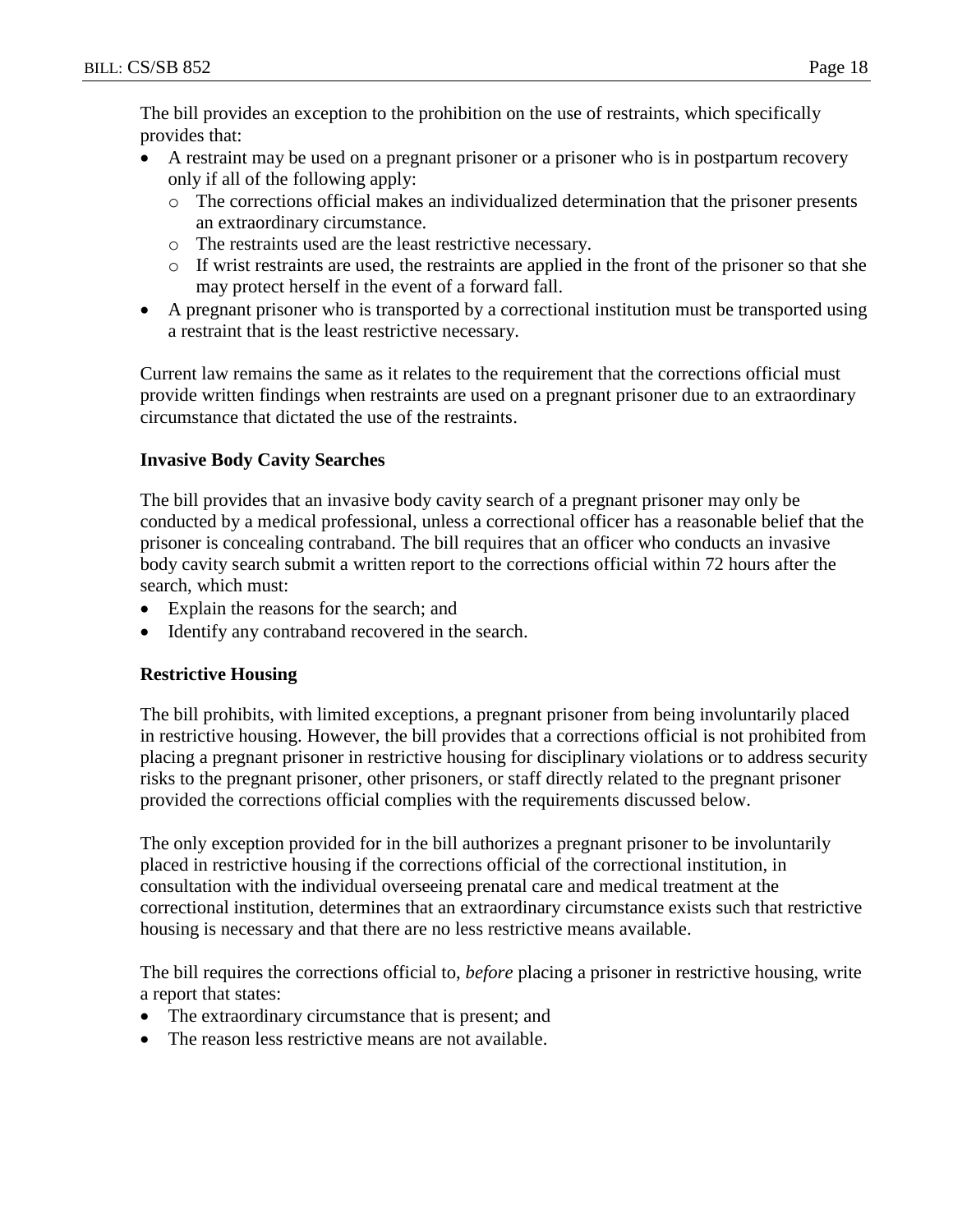The bill provides an exception to the prohibition on the use of restraints, which specifically provides that:

- A restraint may be used on a pregnant prisoner or a prisoner who is in postpartum recovery only if all of the following apply:
  - The corrections official makes an individualized determination that the prisoner presents an extraordinary circumstance.
  - The restraints used are the least restrictive necessary.
  - If wrist restraints are used, the restraints are applied in the front of the prisoner so that she may protect herself in the event of a forward fall.
- A pregnant prisoner who is transported by a correctional institution must be transported using a restraint that is the least restrictive necessary.

Current law remains the same as it relates to the requirement that the corrections official must provide written findings when restraints are used on a pregnant prisoner due to an extraordinary circumstance that dictated the use of the restraints.

### Invasive Body Cavity Searches

The bill provides that an invasive body cavity search of a pregnant prisoner may only be conducted by a medical professional, unless a correctional officer has a reasonable belief that the prisoner is concealing contraband. The bill requires that an officer who conducts an invasive body cavity search submit a written report to the corrections official within 72 hours after the search, which must:

- Explain the reasons for the search; and
- Identify any contraband recovered in the search.

### Restrictive Housing

The bill prohibits, with limited exceptions, a pregnant prisoner from being involuntarily placed in restrictive housing. However, the bill provides that a corrections official is not prohibited from placing a pregnant prisoner in restrictive housing for disciplinary violations or to address security risks to the pregnant prisoner, other prisoners, or staff directly related to the pregnant prisoner provided the corrections official complies with the requirements discussed below.

The only exception provided for in the bill authorizes a pregnant prisoner to be involuntarily placed in restrictive housing if the corrections official of the correctional institution, in consultation with the individual overseeing prenatal care and medical treatment at the correctional institution, determines that an extraordinary circumstance exists such that restrictive housing is necessary and that there are no less restrictive means available.

The bill requires the corrections official to, *before* placing a prisoner in restrictive housing, write a report that states:

- The extraordinary circumstance that is present; and
- The reason less restrictive means are not available.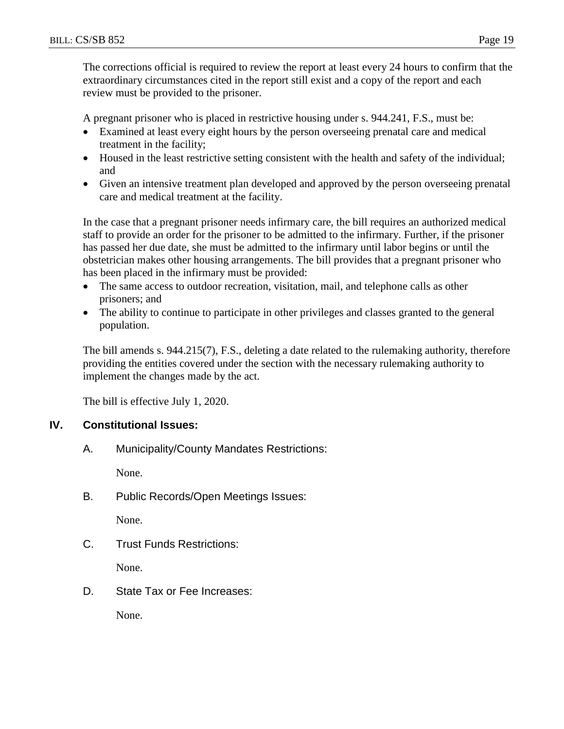The corrections official is required to review the report at least every 24 hours to confirm that the extraordinary circumstances cited in the report still exist and a copy of the report and each review must be provided to the prisoner.

A pregnant prisoner who is placed in restrictive housing under s. 944.241, F.S., must be:

- Examined at least every eight hours by the person overseeing prenatal care and medical treatment in the facility;
- Housed in the least restrictive setting consistent with the health and safety of the individual; and
- Given an intensive treatment plan developed and approved by the person overseeing prenatal care and medical treatment at the facility.

In the case that a pregnant prisoner needs infirmary care, the bill requires an authorized medical staff to provide an order for the prisoner to be admitted to the infirmary. Further, if the prisoner has passed her due date, she must be admitted to the infirmary until labor begins or until the obstetrician makes other housing arrangements. The bill provides that a pregnant prisoner who has been placed in the infirmary must be provided:

- The same access to outdoor recreation, visitation, mail, and telephone calls as other prisoners; and
- The ability to continue to participate in other privileges and classes granted to the general population.

The bill amends s. 944.215(7), F.S., deleting a date related to the rulemaking authority, therefore providing the entities covered under the section with the necessary rulemaking authority to implement the changes made by the act.

The bill is effective July 1, 2020.

## IV. Constitutional Issues:

### A. Municipality/County Mandates Restrictions:

None.

### B. Public Records/Open Meetings Issues:

None.

### C. Trust Funds Restrictions:

None.

### D. State Tax or Fee Increases:

None.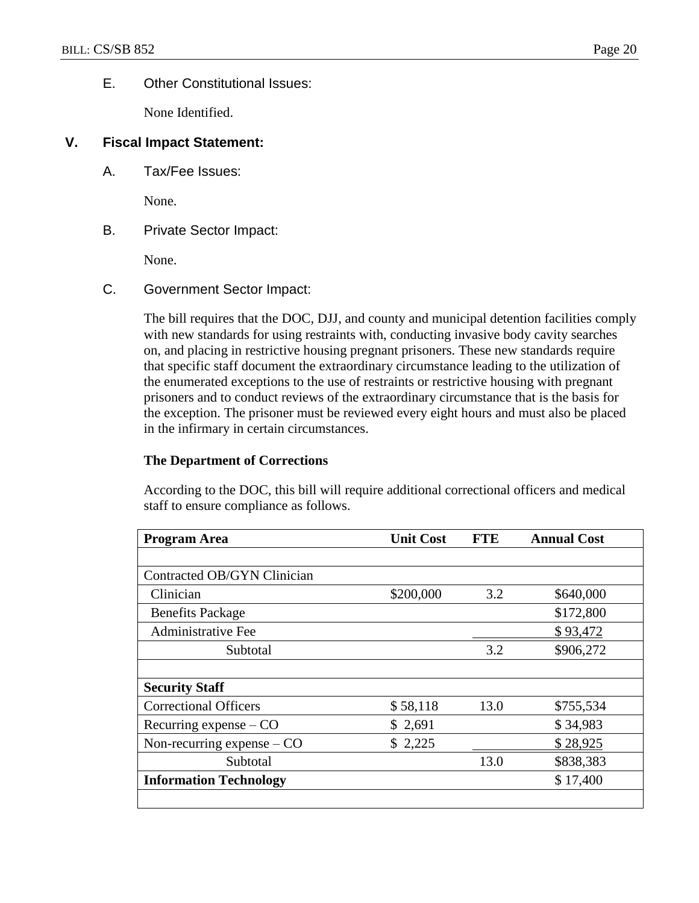### E. Other Constitutional Issues:

None Identified.

## V. Fiscal Impact Statement:

### A. Tax/Fee Issues:

None.

### B. Private Sector Impact:

None.

### C. Government Sector Impact:

The bill requires that the DOC, DJJ, and county and municipal detention facilities comply with new standards for using restraints with, conducting invasive body cavity searches on, and placing in restrictive housing pregnant prisoners. These new standards require that specific staff document the extraordinary circumstance leading to the utilization of the enumerated exceptions to the use of restraints or restrictive housing with pregnant prisoners and to conduct reviews of the extraordinary circumstance that is the basis for the exception. The prisoner must be reviewed every eight hours and must also be placed in the infirmary in certain circumstances.

**The Department of Corrections**

According to the DOC, this bill will require additional correctional officers and medical staff to ensure compliance as follows.

| Program Area | Unit Cost | FTE | Annual Cost |
|---|---|---|---|
| | | | |
| Contracted OB/GYN Clinician | | | |
| Clinician | $200,000 | 3.2 | $640,000 |
| Benefits Package | | | $172,800 |
| Administrative Fee | | | $ 93,472 |
| Subtotal | | 3.2 | $906,272 |
| | | | |
| **Security Staff** | | | |
| Correctional Officers | $ 58,118 | 13.0 | $755,534 |
| Recurring expense – CO | $ 2,691 | | $ 34,983 |
| Non-recurring expense – CO | $ 2,225 | | $ 28,925 |
| Subtotal | | 13.0 | $838,383 |
| **Information Technology** | | | $ 17,400 |
| | | | |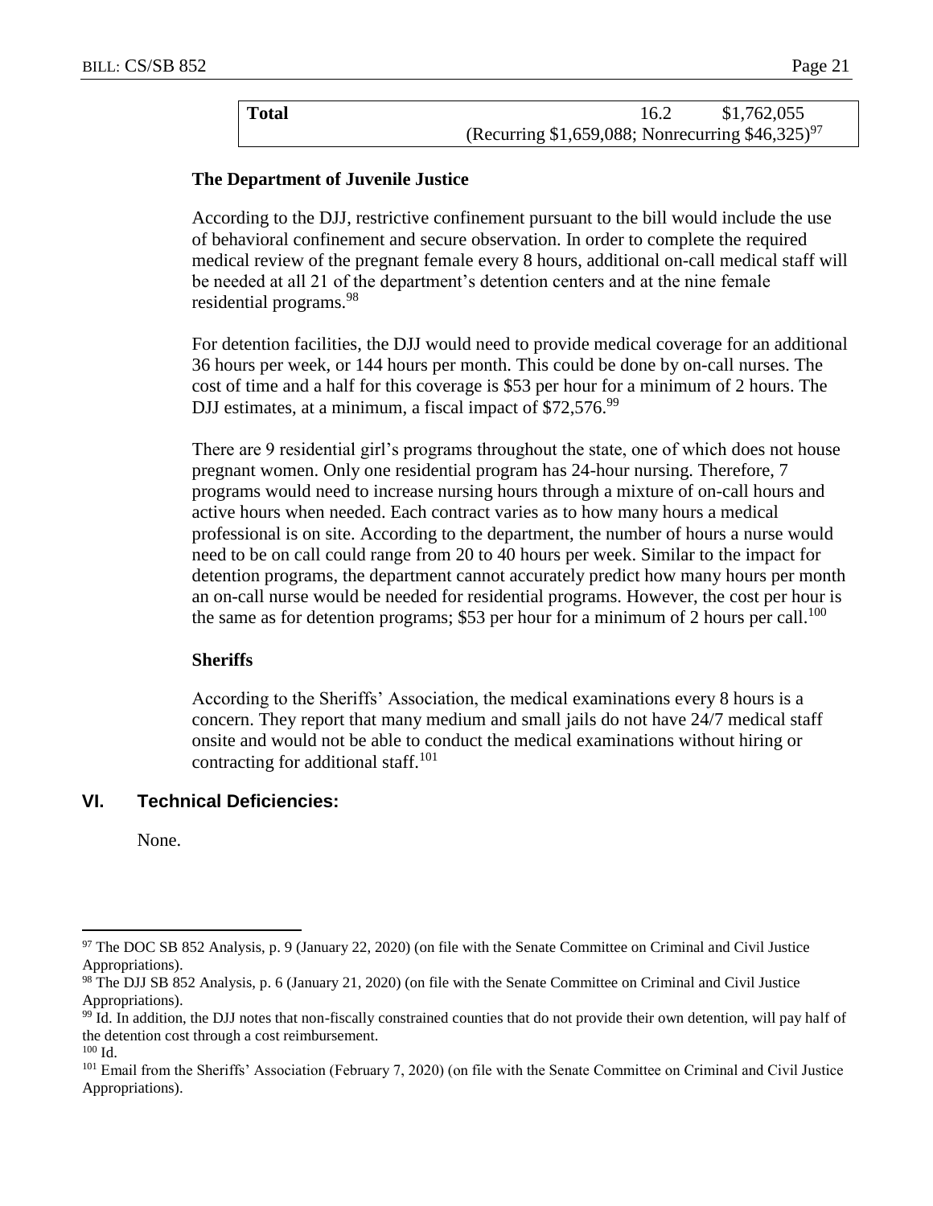| Total | 16.2 | $1,762,055 |
|---|---|---|
| | (Recurring $1,659,088; Nonrecurring $46,325)[97] | |

**The Department of Juvenile Justice**

According to the DJJ, restrictive confinement pursuant to the bill would include the use of behavioral confinement and secure observation. In order to complete the required medical review of the pregnant female every 8 hours, additional on-call medical staff will be needed at all 21 of the department's detention centers and at the nine female residential programs.[98]

For detention facilities, the DJJ would need to provide medical coverage for an additional 36 hours per week, or 144 hours per month. This could be done by on-call nurses. The cost of time and a half for this coverage is $53 per hour for a minimum of 2 hours. The DJJ estimates, at a minimum, a fiscal impact of $72,576.[99]

There are 9 residential girl's programs throughout the state, one of which does not house pregnant women. Only one residential program has 24-hour nursing. Therefore, 7 programs would need to increase nursing hours through a mixture of on-call hours and active hours when needed. Each contract varies as to how many hours a medical professional is on site. According to the department, the number of hours a nurse would need to be on call could range from 20 to 40 hours per week. Similar to the impact for detention programs, the department cannot accurately predict how many hours per month an on-call nurse would be needed for residential programs. However, the cost per hour is the same as for detention programs; $53 per hour for a minimum of 2 hours per call.[100]

**Sheriffs**

According to the Sheriffs' Association, the medical examinations every 8 hours is a concern. They report that many medium and small jails do not have 24/7 medical staff onsite and would not be able to conduct the medical examinations without hiring or contracting for additional staff.[101]

## VI. Technical Deficiencies:

None.

---

[97] The DOC SB 852 Analysis, p. 9 (January 22, 2020) (on file with the Senate Committee on Criminal and Civil Justice Appropriations).

[98] The DJJ SB 852 Analysis, p. 6 (January 21, 2020) (on file with the Senate Committee on Criminal and Civil Justice Appropriations).

[99] Id. In addition, the DJJ notes that non-fiscally constrained counties that do not provide their own detention, will pay half of the detention cost through a cost reimbursement.

[100] Id.

[101] Email from the Sheriffs' Association (February 7, 2020) (on file with the Senate Committee on Criminal and Civil Justice Appropriations).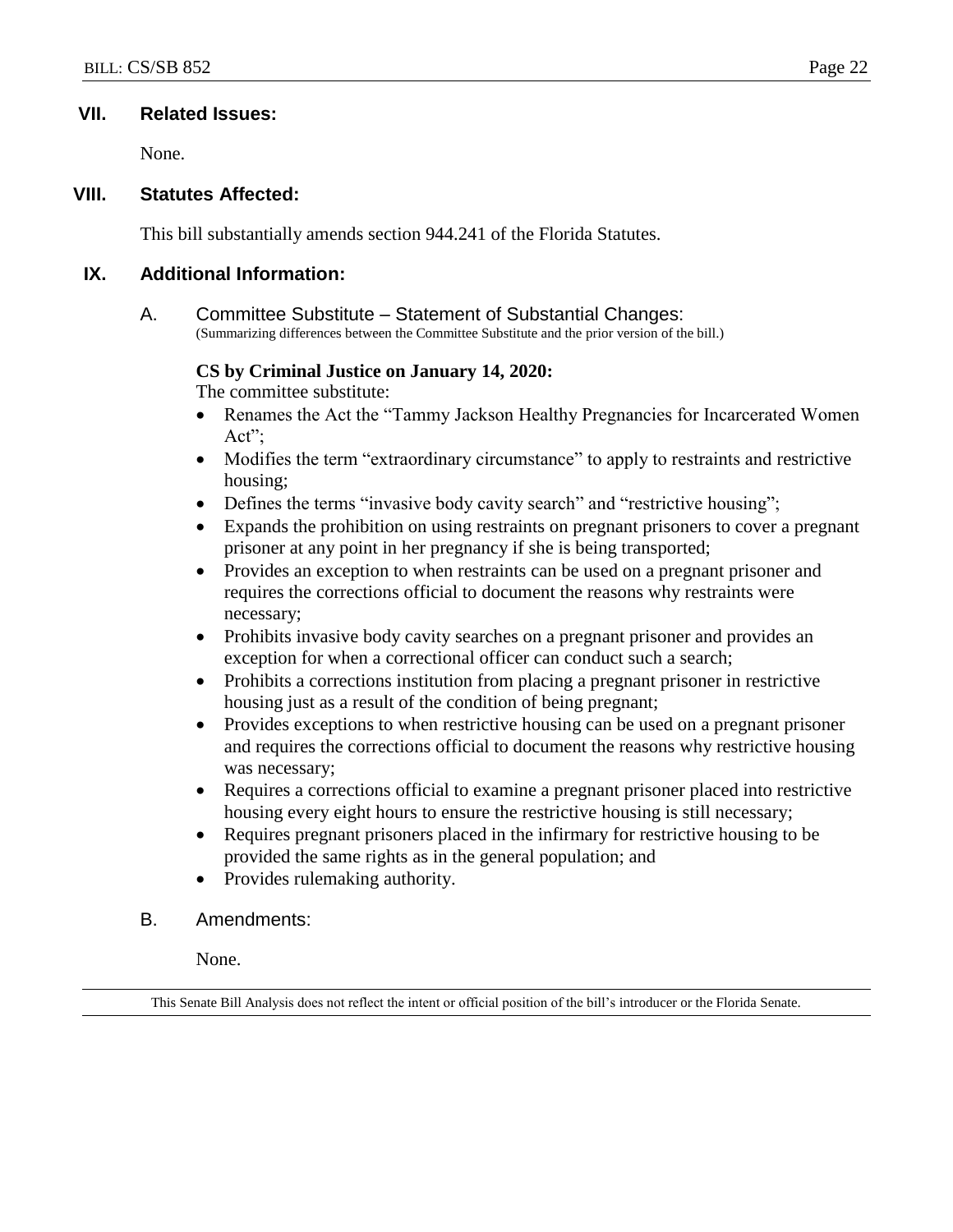## VII. Related Issues:

None.

## VIII. Statutes Affected:

This bill substantially amends section 944.241 of the Florida Statutes.

## IX. Additional Information:

### A. Committee Substitute – Statement of Substantial Changes:

(Summarizing differences between the Committee Substitute and the prior version of the bill.)

**CS by Criminal Justice on January 14, 2020:**

The committee substitute:

- Renames the Act the "Tammy Jackson Healthy Pregnancies for Incarcerated Women Act";
- Modifies the term "extraordinary circumstance" to apply to restraints and restrictive housing;
- Defines the terms "invasive body cavity search" and "restrictive housing";
- Expands the prohibition on using restraints on pregnant prisoners to cover a pregnant prisoner at any point in her pregnancy if she is being transported;
- Provides an exception to when restraints can be used on a pregnant prisoner and requires the corrections official to document the reasons why restraints were necessary;
- Prohibits invasive body cavity searches on a pregnant prisoner and provides an exception for when a correctional officer can conduct such a search;
- Prohibits a corrections institution from placing a pregnant prisoner in restrictive housing just as a result of the condition of being pregnant;
- Provides exceptions to when restrictive housing can be used on a pregnant prisoner and requires the corrections official to document the reasons why restrictive housing was necessary;
- Requires a corrections official to examine a pregnant prisoner placed into restrictive housing every eight hours to ensure the restrictive housing is still necessary;
- Requires pregnant prisoners placed in the infirmary for restrictive housing to be provided the same rights as in the general population; and
- Provides rulemaking authority.

### B. Amendments:

None.

This Senate Bill Analysis does not reflect the intent or official position of the bill's introducer or the Florida Senate.